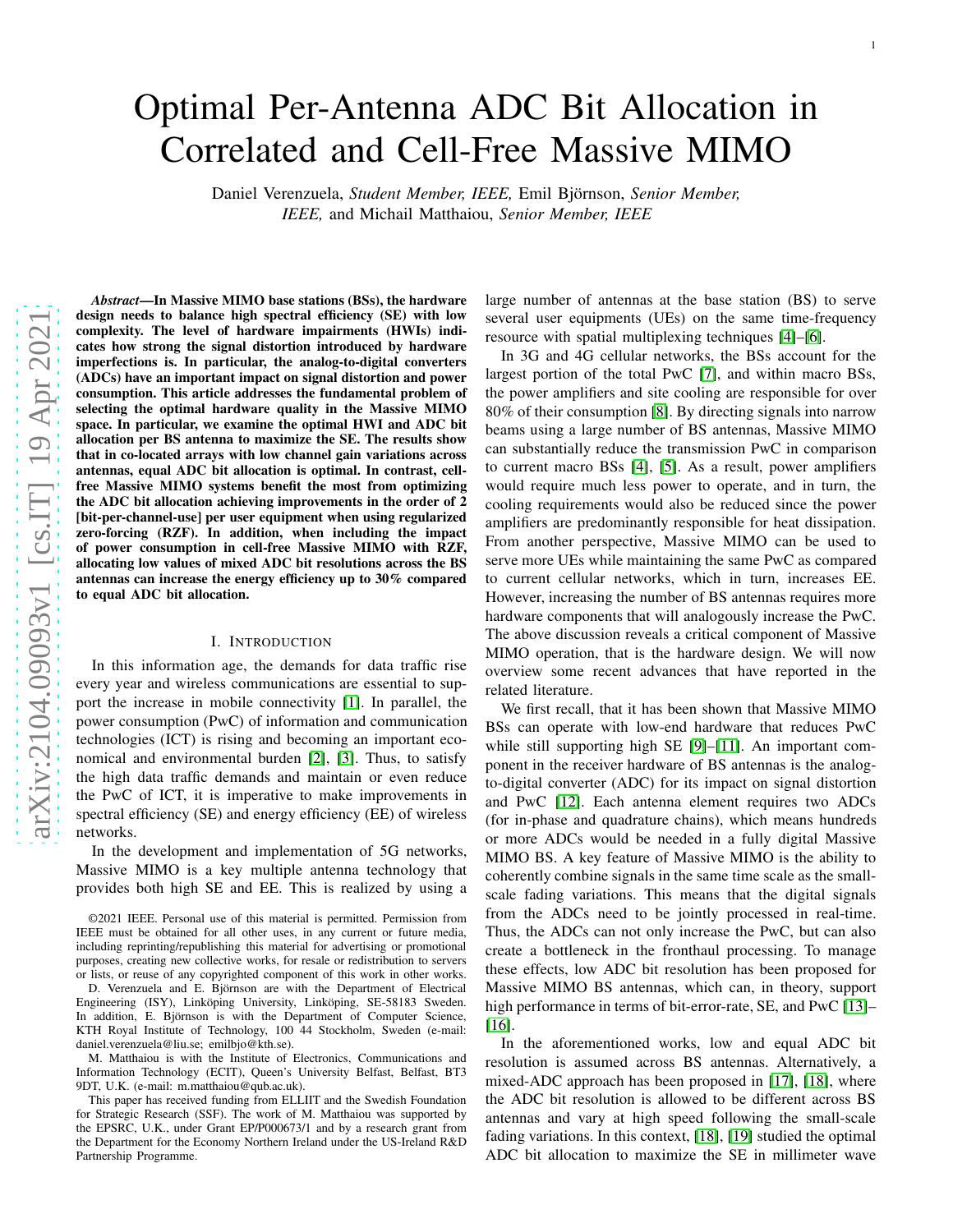# Optimal Per-Antenna ADC Bit Allocation in Correlated and Cell-Free Massive MIMO

Daniel Verenzuela, *Student Member, IEEE,* Emil Björnson, *Senior Member, IEEE,* and Michail Matthaiou, *Senior Member, IEEE*

***Abstract*—In Massive MIMO base stations (BSs), the hardware design needs to balance high spectral efficiency (SE) with low complexity. The level of hardware impairments (HWIs) indicates how strong the signal distortion introduced by hardware imperfections is. In particular, the analog-to-digital converters (ADCs) have an important impact on signal distortion and power consumption. This article addresses the fundamental problem of selecting the optimal hardware quality in the Massive MIMO space. In particular, we examine the optimal HWI and ADC bit allocation per BS antenna to maximize the SE. The results show that in co-located arrays with low channel gain variations across antennas, equal ADC bit allocation is optimal. In contrast, cell-free Massive MIMO systems benefit the most from optimizing the ADC bit allocation achieving improvements in the order of 2 [bit-per-channel-use] per user equipment when using regularized zero-forcing (RZF). In addition, when including the impact of power consumption in cell-free Massive MIMO with RZF, allocating low values of mixed ADC bit resolutions across the BS antennas can increase the energy efficiency up to 30% compared to equal ADC bit allocation.**

## I. Introduction

In this information age, the demands for data traffic rise every year and wireless communications are essential to support the increase in mobile connectivity [1]. In parallel, the power consumption (PwC) of information and communication technologies (ICT) is rising and becoming an important economical and environmental burden [2], [3]. Thus, to satisfy the high data traffic demands and maintain or even reduce the PwC of ICT, it is imperative to make improvements in spectral efficiency (SE) and energy efficiency (EE) of wireless networks.

In the development and implementation of 5G networks, Massive MIMO is a key multiple antenna technology that provides both high SE and EE. This is realized by using a large number of antennas at the base station (BS) to serve several user equipments (UEs) on the same time-frequency resource with spatial multiplexing techniques [4]–[6].

In 3G and 4G cellular networks, the BSs account for the largest portion of the total PwC [7], and within macro BSs, the power amplifiers and site cooling are responsible for over 80% of their consumption [8]. By directing signals into narrow beams using a large number of BS antennas, Massive MIMO can substantially reduce the transmission PwC in comparison to current macro BSs [4], [5]. As a result, power amplifiers would require much less power to operate, and in turn, the cooling requirements would also be reduced since the power amplifiers are predominantly responsible for heat dissipation. From another perspective, Massive MIMO can be used to serve more UEs while maintaining the same PwC as compared to current cellular networks, which in turn, increases EE. However, increasing the number of BS antennas requires more hardware components that will analogously increase the PwC. The above discussion reveals a critical component of Massive MIMO operation, that is the hardware design. We will now overview some recent advances that have reported in the related literature.

We first recall, that it has been shown that Massive MIMO BSs can operate with low-end hardware that reduces PwC while still supporting high SE [9]–[11]. An important component in the receiver hardware of BS antennas is the analog-to-digital converter (ADC) for its impact on signal distortion and PwC [12]. Each antenna element requires two ADCs (for in-phase and quadrature chains), which means hundreds or more ADCs would be needed in a fully digital Massive MIMO BS. A key feature of Massive MIMO is the ability to coherently combine signals in the same time scale as the small-scale fading variations. This means that the digital signals from the ADCs need to be jointly processed in real-time. Thus, the ADCs can not only increase the PwC, but can also create a bottleneck in the fronthaul processing. To manage these effects, low ADC bit resolution has been proposed for Massive MIMO BS antennas, which can, in theory, support high performance in terms of bit-error-rate, SE, and PwC [13]–[16].

In the aforementioned works, low and equal ADC bit resolution is assumed across BS antennas. Alternatively, a mixed-ADC approach has been proposed in [17], [18], where the ADC bit resolution is allowed to be different across BS antennas and vary at high speed following the small-scale fading variations. In this context, [18], [19] studied the optimal ADC bit allocation to maximize the SE in millimeter wave

©2021 IEEE. Personal use of this material is permitted. Permission from IEEE must be obtained for all other uses, in any current or future media, including reprinting/republishing this material for advertising or promotional purposes, creating new collective works, for resale or redistribution to servers or lists, or reuse of any copyrighted component of this work in other works.

D. Verenzuela and E. Björnson are with the Department of Electrical Engineering (ISY), Linköping University, Linköping, SE-58183 Sweden. In addition, E. Björnson is with the Department of Computer Science, KTH Royal Institute of Technology, 100 44 Stockholm, Sweden (e-mail: daniel.verenzuela@liu.se; emilbjo@kth.se).

M. Matthaiou is with the Institute of Electronics, Communications and Information Technology (ECIT), Queen's University Belfast, Belfast, BT3 9DT, U.K. (e-mail: m.matthaiou@qub.ac.uk).

This paper has received funding from ELLIIT and the Swedish Foundation for Strategic Research (SSF). The work of M. Matthaiou was supported by the EPSRC, U.K., under Grant EP/P000673/1 and by a research grant from the Department for the Economy Northern Ireland under the US-Ireland R&D Partnership Programme.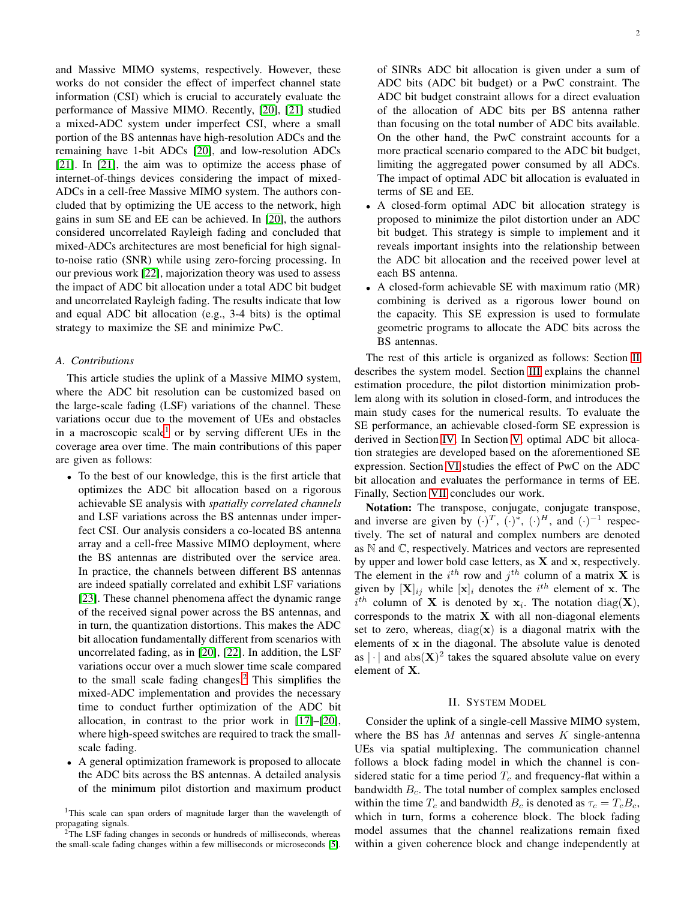and Massive MIMO systems, respectively. However, these works do not consider the effect of imperfect channel state information (CSI) which is crucial to accurately evaluate the performance of Massive MIMO. Recently, [20], [21] studied a mixed-ADC system under imperfect CSI, where a small portion of the BS antennas have high-resolution ADCs and the remaining have 1-bit ADCs [20], and low-resolution ADCs [21]. In [21], the aim was to optimize the access phase of internet-of-things devices considering the impact of mixed-ADCs in a cell-free Massive MIMO system. The authors concluded that by optimizing the UE access to the network, high gains in sum SE and EE can be achieved. In [20], the authors considered uncorrelated Rayleigh fading and concluded that mixed-ADCs architectures are most beneficial for high signal-to-noise ratio (SNR) while using zero-forcing processing. In our previous work [22], majorization theory was used to assess the impact of ADC bit allocation under a total ADC bit budget and uncorrelated Rayleigh fading. The results indicate that low and equal ADC bit allocation (e.g., 3-4 bits) is the optimal strategy to maximize the SE and minimize PwC.

### A. Contributions

This article studies the uplink of a Massive MIMO system, where the ADC bit resolution can be customized based on the large-scale fading (LSF) variations of the channel. These variations occur due to the movement of UEs and obstacles in a macroscopic scale[1] or by serving different UEs in the coverage area over time. The main contributions of this paper are given as follows:

- To the best of our knowledge, this is the first article that optimizes the ADC bit allocation based on a rigorous achievable SE analysis with *spatially correlated channels* and LSF variations across the BS antennas under imperfect CSI. Our analysis considers a co-located BS antenna array and a cell-free Massive MIMO deployment, where the BS antennas are distributed over the service area. In practice, the channels between different BS antennas are indeed spatially correlated and exhibit LSF variations [23]. These channel phenomena affect the dynamic range of the received signal power across the BS antennas, and in turn, the quantization distortions. This makes the ADC bit allocation fundamentally different from scenarios with uncorrelated fading, as in [20], [22]. In addition, the LSF variations occur over a much slower time scale compared to the small scale fading changes.[2] This simplifies the mixed-ADC implementation and provides the necessary time to conduct further optimization of the ADC bit allocation, in contrast to the prior work in [17]–[20], where high-speed switches are required to track the small-scale fading.
- A general optimization framework is proposed to allocate the ADC bits across the BS antennas. A detailed analysis of the minimum pilot distortion and maximum product of SINRs ADC bit allocation is given under a sum of ADC bits (ADC bit budget) or a PwC constraint. The ADC bit budget constraint allows for a direct evaluation of the allocation of ADC bits per BS antenna rather than focusing on the total number of ADC bits available. On the other hand, the PwC constraint accounts for a more practical scenario compared to the ADC bit budget, limiting the aggregated power consumed by all ADCs. The impact of optimal ADC bit allocation is evaluated in terms of SE and EE.
- A closed-form optimal ADC bit allocation strategy is proposed to minimize the pilot distortion under an ADC bit budget. This strategy is simple to implement and it reveals important insights into the relationship between the ADC bit allocation and the received power level at each BS antenna.
- A closed-form achievable SE with maximum ratio (MR) combining is derived as a rigorous lower bound on the capacity. This SE expression is used to formulate geometric programs to allocate the ADC bits across the BS antennas.

The rest of this article is organized as follows: Section II describes the system model. Section III explains the channel estimation procedure, the pilot distortion minimization problem along with its solution in closed-form, and introduces the main study cases for the numerical results. To evaluate the SE performance, an achievable closed-form SE expression is derived in Section IV. In Section V, optimal ADC bit allocation strategies are developed based on the aforementioned SE expression. Section VI studies the effect of PwC on the ADC bit allocation and evaluates the performance in terms of EE. Finally, Section VII concludes our work.

**Notation:** The transpose, conjugate, conjugate transpose, and inverse are given by $(\cdot)^T$, $(\cdot)^*$, $(\cdot)^H$, and $(\cdot)^{-1}$ respectively. The set of natural and complex numbers are denoted as $\mathbb{N}$ and $\mathbb{C}$, respectively. Matrices and vectors are represented by upper and lower bold case letters, as $\mathbf{X}$ and $\mathbf{x}$, respectively. The element in the $i^{th}$ row and $j^{th}$ column of a matrix $\mathbf{X}$ is given by $[\mathbf{X}]_{ij}$ while $[\mathbf{x}]_i$ denotes the $i^{th}$ element of $\mathbf{x}$. The $i^{th}$ column of $\mathbf{X}$ is denoted by $\mathbf{x}_i$. The notation $\mathrm{diag}(\mathbf{X})$, corresponds to the matrix $\mathbf{X}$ with all non-diagonal elements set to zero, whereas, $\mathrm{diag}(\mathbf{x})$ is a diagonal matrix with the elements of $\mathbf{x}$ in the diagonal. The absolute value is denoted as $|\cdot|$ and $\mathrm{abs}(\mathbf{X})^2$ takes the squared absolute value on every element of $\mathbf{X}$.

## II. System Model

Consider the uplink of a single-cell Massive MIMO system, where the BS has $M$ antennas and serves $K$ single-antenna UEs via spatial multiplexing. The communication channel follows a block fading model in which the channel is considered static for a time period $T_c$ and frequency-flat within a bandwidth $B_c$. The total number of complex samples enclosed within the time $T_c$ and bandwidth $B_c$ is denoted as $\tau_c = T_c B_c$, which in turn, forms a coherence block. The block fading model assumes that the channel realizations remain fixed within a given coherence block and change independently at

[1] This scale can span orders of magnitude larger than the wavelength of propagating signals.

[2] The LSF fading changes in seconds or hundreds of milliseconds, whereas the small-scale fading changes within a few milliseconds or microseconds [5].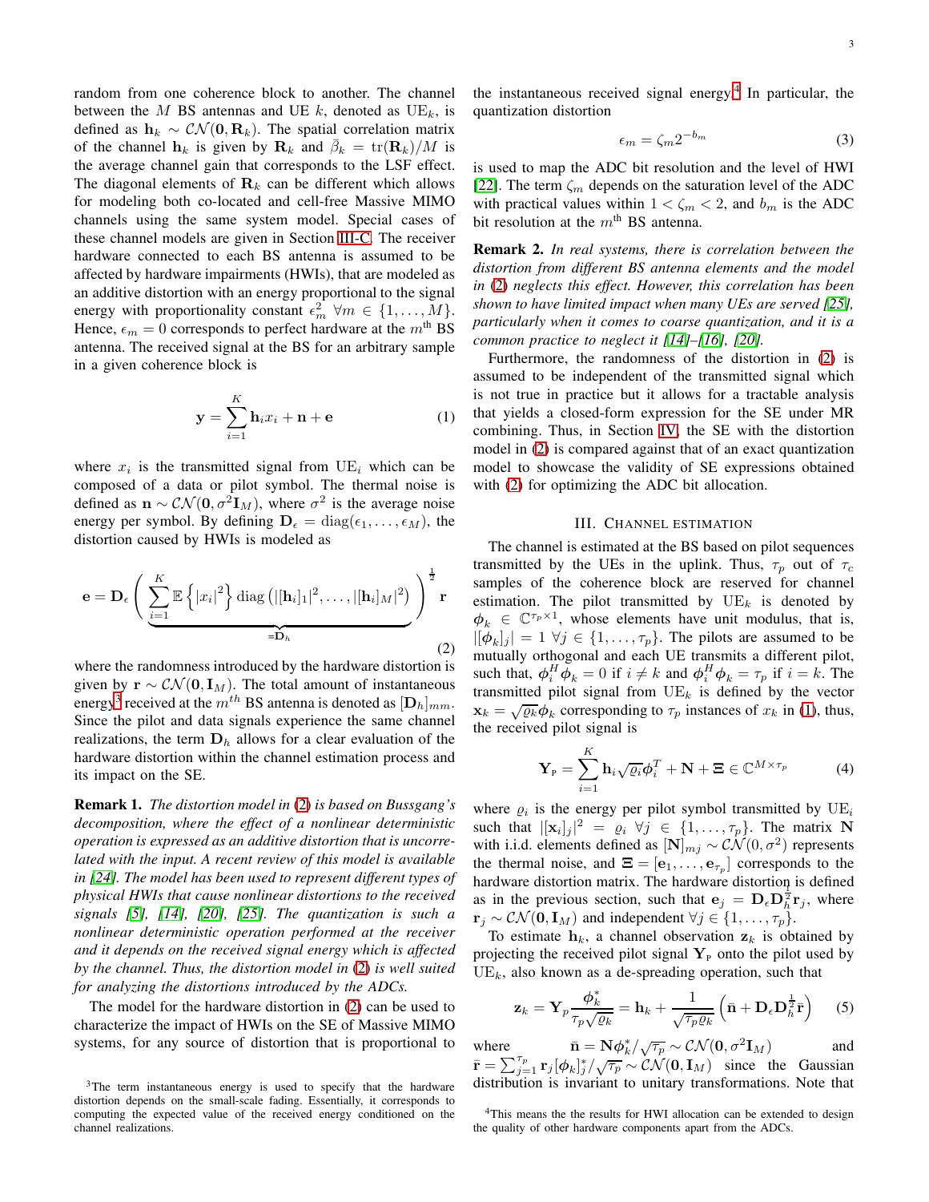random from one coherence block to another. The channel between the $M$ BS antennas and UE $k$, denoted as UE$_k$, is defined as $\mathbf{h}_k \sim \mathcal{CN}(\mathbf{0}, \mathbf{R}_k)$. The spatial correlation matrix of the channel $\mathbf{h}_k$ is given by $\mathbf{R}_k$ and $\bar{\beta}_k = \mathrm{tr}(\mathbf{R}_k)/M$ is the average channel gain that corresponds to the LSF effect. The diagonal elements of $\mathbf{R}_k$ can be different which allows for modeling both co-located and cell-free Massive MIMO channels using the same system model. Special cases of these channel models are given in Section III-C. The receiver hardware connected to each BS antenna is assumed to be affected by hardware impairments (HWIs), that are modeled as an additive distortion with an energy proportional to the signal energy with proportionality constant $\epsilon_m^2$ $\forall m \in \{1, \ldots, M\}$. Hence, $\epsilon_m = 0$ corresponds to perfect hardware at the $m^{\text{th}}$ BS antenna. The received signal at the BS for an arbitrary sample in a given coherence block is

$$\mathbf{y} = \sum_{i=1}^{K} \mathbf{h}_i x_i + \mathbf{n} + \mathbf{e} \tag{1}$$

where $x_i$ is the transmitted signal from UE$_i$ which can be composed of a data or pilot symbol. The thermal noise is defined as $\mathbf{n} \sim \mathcal{CN}(\mathbf{0}, \sigma^2 \mathbf{I}_M)$, where $\sigma^2$ is the average noise energy per symbol. By defining $\mathbf{D}_\epsilon = \mathrm{diag}(\epsilon_1, \ldots, \epsilon_M)$, the distortion caused by HWIs is modeled as

$$\mathbf{e} = \mathbf{D}_\epsilon \Bigg( \underbrace{\sum_{i=1}^{K} \mathbb{E}\left\{|x_i|^2\right\} \mathrm{diag}\left(|[\mathbf{h}_i]_1|^2, \ldots, |[\mathbf{h}_i]_M|^2\right)}_{=\mathbf{D}_h} \Bigg)^{\frac{1}{2}} \mathbf{r} \tag{2}$$

where the randomness introduced by the hardware distortion is given by $\mathbf{r} \sim \mathcal{CN}(\mathbf{0}, \mathbf{I}_M)$. The total amount of instantaneous energy[3] received at the $m^{th}$ BS antenna is denoted as $[\mathbf{D}_h]_{mm}$. Since the pilot and data signals experience the same channel realizations, the term $\mathbf{D}_h$ allows for a clear evaluation of the hardware distortion within the channel estimation process and its impact on the SE.

**Remark 1.** *The distortion model in (2) is based on Bussgang's decomposition, where the effect of a nonlinear deterministic operation is expressed as an additive distortion that is uncorrelated with the input. A recent review of this model is available in [24]. The model has been used to represent different types of physical HWIs that cause nonlinear distortions to the received signals [5], [14], [20], [25]. The quantization is such a nonlinear deterministic operation performed at the receiver and it depends on the received signal energy which is affected by the channel. Thus, the distortion model in (2) is well suited for analyzing the distortions introduced by the ADCs.*

The model for the hardware distortion in (2) can be used to characterize the impact of HWIs on the SE of Massive MIMO systems, for any source of distortion that is proportional to the instantaneous received signal energy.[4] In particular, the quantization distortion

$$\epsilon_m = \zeta_m 2^{-b_m} \tag{3}$$

is used to map the ADC bit resolution and the level of HWI [22]. The term $\zeta_m$ depends on the saturation level of the ADC with practical values within $1 < \zeta_m < 2$, and $b_m$ is the ADC bit resolution at the $m^{\text{th}}$ BS antenna.

**Remark 2.** *In real systems, there is correlation between the distortion from different BS antenna elements and the model in (2) neglects this effect. However, this correlation has been shown to have limited impact when many UEs are served [25], particularly when it comes to coarse quantization, and it is a common practice to neglect it [14]–[16], [20].*

Furthermore, the randomness of the distortion in (2) is assumed to be independent of the transmitted signal which is not true in practice but it allows for a tractable analysis that yields a closed-form expression for the SE under MR combining. Thus, in Section IV, the SE with the distortion model in (2) is compared against that of an exact quantization model to showcase the validity of SE expressions obtained with (2) for optimizing the ADC bit allocation.

## III. Channel Estimation

The channel is estimated at the BS based on pilot sequences transmitted by the UEs in the uplink. Thus, $\tau_p$ out of $\tau_c$ samples of the coherence block are reserved for channel estimation. The pilot transmitted by UE$_k$ is denoted by $\boldsymbol{\phi}_k \in \mathbb{C}^{\tau_p \times 1}$, whose elements have unit modulus, that is, $|[\boldsymbol{\phi}_k]_j| = 1$ $\forall j \in \{1, \ldots, \tau_p\}$. The pilots are assumed to be mutually orthogonal and each UE transmits a different pilot, such that, $\boldsymbol{\phi}_i^H \boldsymbol{\phi}_k = 0$ if $i \neq k$ and $\boldsymbol{\phi}_i^H \boldsymbol{\phi}_k = \tau_p$ if $i = k$. The transmitted pilot signal from UE$_k$ is defined by the vector $\mathbf{x}_k = \sqrt{\varrho_k} \boldsymbol{\phi}_k$ corresponding to $\tau_p$ instances of $x_k$ in (1), thus, the received pilot signal is

$$\mathbf{Y}_{\text{P}} = \sum_{i=1}^{K} \mathbf{h}_i \sqrt{\varrho_i} \boldsymbol{\phi}_i^T + \mathbf{N} + \boldsymbol{\Xi} \in \mathbb{C}^{M \times \tau_p} \tag{4}$$

where $\varrho_i$ is the energy per pilot symbol transmitted by UE$_i$ such that $|[\mathbf{x}_i]_j|^2 = \varrho_i$ $\forall j \in \{1, \ldots, \tau_p\}$. The matrix $\mathbf{N}$ with i.i.d. elements defined as $[\mathbf{N}]_{mj} \sim \mathcal{CN}(0, \sigma^2)$ represents the thermal noise, and $\boldsymbol{\Xi} = [\mathbf{e}_1, \ldots, \mathbf{e}_{\tau_p}]$ corresponds to the hardware distortion matrix. The hardware distortion is defined as in the previous section, such that $\mathbf{e}_j = \mathbf{D}_\epsilon \mathbf{D}_h^{\frac{1}{2}} \mathbf{r}_j$, where $\mathbf{r}_j \sim \mathcal{CN}(\mathbf{0}, \mathbf{I}_M)$ and independent $\forall j \in \{1, \ldots, \tau_p\}$.

To estimate $\mathbf{h}_k$, a channel observation $\mathbf{z}_k$ is obtained by projecting the received pilot signal $\mathbf{Y}_{\text{P}}$ onto the pilot used by UE$_k$, also known as a de-spreading operation, such that

$$\mathbf{z}_k = \mathbf{Y}_p \frac{\boldsymbol{\phi}_k^*}{\tau_p \sqrt{\varrho_k}} = \mathbf{h}_k + \frac{1}{\sqrt{\tau_p \varrho_k}} \left( \bar{\mathbf{n}} + \mathbf{D}_\epsilon \mathbf{D}_h^{\frac{1}{2}} \bar{\mathbf{r}} \right) \tag{5}$$

where $\bar{\mathbf{n}} = \mathbf{N} \boldsymbol{\phi}_k^* / \sqrt{\tau_p} \sim \mathcal{CN}(\mathbf{0}, \sigma^2 \mathbf{I}_M)$ and $\bar{\mathbf{r}} = \sum_{j=1}^{\tau_p} \mathbf{r}_j [\boldsymbol{\phi}_k]_j^* / \sqrt{\tau_p} \sim \mathcal{CN}(\mathbf{0}, \mathbf{I}_M)$ since the Gaussian distribution is invariant to unitary transformations. Note that

[3] The term instantaneous energy is used to specify that the hardware distortion depends on the small-scale fading. Essentially, it corresponds to computing the expected value of the received energy conditioned on the channel realizations.

[4] This means the the results for HWI allocation can be extended to design the quality of other hardware components apart from the ADCs.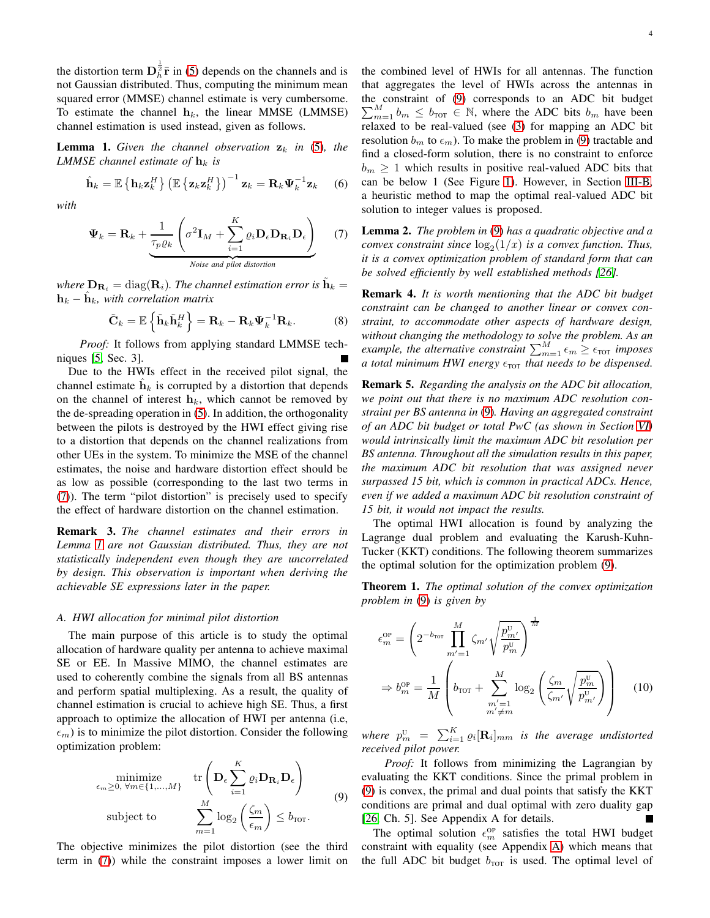the distortion term $\mathbf{D}_h^{\frac{1}{2}}\bar{\mathbf{r}}$ in (5) depends on the channels and is not Gaussian distributed. Thus, computing the minimum mean squared error (MMSE) channel estimate is very cumbersome. To estimate the channel $\mathbf{h}_k$, the linear MMSE (LMMSE) channel estimation is used instead, given as follows.

**Lemma 1.** *Given the channel observation $\mathbf{z}_k$ in (5), the LMMSE channel estimate of $\mathbf{h}_k$ is*

$$\hat{\mathbf{h}}_k = \mathbb{E}\left\{\mathbf{h}_k\mathbf{z}_k^H\right\}\left(\mathbb{E}\left\{\mathbf{z}_k\mathbf{z}_k^H\right\}\right)^{-1}\mathbf{z}_k = \mathbf{R}_k\mathbf{\Psi}_k^{-1}\mathbf{z}_k \quad (6)$$

*with*

$$\mathbf{\Psi}_k = \mathbf{R}_k + \underbrace{\frac{1}{\tau_p\varrho_k}\left(\sigma^2\mathbf{I}_M + \sum_{i=1}^{K}\varrho_i\mathbf{D}_\epsilon\mathbf{D}_{\mathbf{R}_i}\mathbf{D}_\epsilon\right)}_{\text{Noise and pilot distortion}} \quad (7)$$

*where $\mathbf{D}_{\mathbf{R}_i} = \mathrm{diag}(\mathbf{R}_i)$. The channel estimation error is $\tilde{\mathbf{h}}_k = \mathbf{h}_k - \hat{\mathbf{h}}_k$, with correlation matrix*

$$\tilde{\mathbf{C}}_k = \mathbb{E}\left\{\tilde{\mathbf{h}}_k\tilde{\mathbf{h}}_k^H\right\} = \mathbf{R}_k - \mathbf{R}_k\mathbf{\Psi}_k^{-1}\mathbf{R}_k. \quad (8)$$

*Proof:* It follows from applying standard LMMSE techniques [5, Sec. 3]. ∎

Due to the HWIs effect in the received pilot signal, the channel estimate $\hat{\mathbf{h}}_k$ is corrupted by a distortion that depends on the channel of interest $\mathbf{h}_k$, which cannot be removed by the de-spreading operation in (5). In addition, the orthogonality between the pilots is destroyed by the HWI effect giving rise to a distortion that depends on the channel realizations from other UEs in the system. To minimize the MSE of the channel estimates, the noise and hardware distortion effect should be as low as possible (corresponding to the last two terms in (7)). The term "pilot distortion" is precisely used to specify the effect of hardware distortion on the channel estimation.

**Remark 3.** *The channel estimates and their errors in Lemma 1 are not Gaussian distributed. Thus, they are not statistically independent even though they are uncorrelated by design. This observation is important when deriving the achievable SE expressions later in the paper.*

### A. HWI allocation for minimal pilot distortion

The main purpose of this article is to study the optimal allocation of hardware quality per antenna to achieve maximal SE or EE. In Massive MIMO, the channel estimates are used to coherently combine the signals from all BS antennas and perform spatial multiplexing. As a result, the quality of channel estimation is crucial to achieve high SE. Thus, a first approach to optimize the allocation of HWI per antenna (i.e, $\epsilon_m$) is to minimize the pilot distortion. Consider the following optimization problem:

$$\begin{aligned} \underset{\epsilon_m\geq 0,\ \forall m\in\{1,\ldots,M\}}{\text{minimize}} \quad & \mathrm{tr}\left(\mathbf{D}_\epsilon\sum_{i=1}^{K}\varrho_i\mathbf{D}_{\mathbf{R}_i}\mathbf{D}_\epsilon\right) \\ \text{subject to} \quad & \sum_{m=1}^{M}\log_2\left(\frac{\zeta_m}{\epsilon_m}\right) \leq b_{\text{TOT}}. \end{aligned} \quad (9)$$

The objective minimizes the pilot distortion (see the third term in (7)) while the constraint imposes a lower limit on the combined level of HWIs for all antennas. The function that aggregates the level of HWIs across the antennas in the constraint of (9) corresponds to an ADC bit budget $\sum_{m=1}^{M} b_m \leq b_{\text{TOT}} \in \mathbb{N}$, where the ADC bits $b_m$ have been relaxed to be real-valued (see (3) for mapping an ADC bit resolution $b_m$ to $\epsilon_m$). To make the problem in (9) tractable and find a closed-form solution, there is no constraint to enforce $b_m \geq 1$ which results in positive real-valued ADC bits that can be below 1 (See Figure 1). However, in Section III-B, a heuristic method to map the optimal real-valued ADC bit solution to integer values is proposed.

**Lemma 2.** *The problem in (9) has a quadratic objective and a convex constraint since $\log_2(1/x)$ is a convex function. Thus, it is a convex optimization problem of standard form that can be solved efficiently by well established methods [26].*

**Remark 4.** *It is worth mentioning that the ADC bit budget constraint can be changed to another linear or convex constraint, to accommodate other aspects of hardware design, without changing the methodology to solve the problem. As an example, the alternative constraint $\sum_{m=1}^{M}\epsilon_m \geq \epsilon_{\text{TOT}}$ imposes a total minimum HWI energy $\epsilon_{\text{TOT}}$ that needs to be dispensed.*

**Remark 5.** *Regarding the analysis on the ADC bit allocation, we point out that there is no maximum ADC resolution constraint per BS antenna in (9). Having an aggregated constraint of an ADC bit budget or total PwC (as shown in Section VI) would intrinsically limit the maximum ADC bit resolution per BS antenna. Throughout all the simulation results in this paper, the maximum ADC bit resolution that was assigned never surpassed 15 bit, which is common in practical ADCs. Hence, even if we added a maximum ADC bit resolution constraint of 15 bit, it would not impact the results.*

The optimal HWI allocation is found by analyzing the Lagrange dual problem and evaluating the Karush-Kuhn-Tucker (KKT) conditions. The following theorem summarizes the optimal solution for the optimization problem (9).

**Theorem 1.** *The optimal solution of the convex optimization problem in (9) is given by*

$$\begin{aligned} \epsilon_m^{\text{OP}} &= \left(2^{-b_{\text{TOT}}}\prod_{m'=1}^{M}\zeta_{m'}\sqrt{\frac{p_{m'}^{\text{U}}}{p_m^{\text{U}}}}\right)^{\frac{1}{M}} \\ \Rightarrow b_m^{\text{OP}} &= \frac{1}{M}\left(b_{\text{TOT}} + \sum_{\substack{m'=1\\ m'\neq m}}^{M}\log_2\left(\frac{\zeta_m}{\zeta_{m'}}\sqrt{\frac{p_m^{\text{U}}}{p_{m'}^{\text{U}}}}\right)\right) \end{aligned} \quad (10)$$

*where $p_m^{\text{U}} = \sum_{i=1}^{K}\varrho_i[\mathbf{R}_i]_{mm}$ is the average undistorted received pilot power.*

*Proof:* It follows from minimizing the Lagrangian by evaluating the KKT conditions. Since the primal problem in (9) is convex, the primal and dual points that satisfy the KKT conditions are primal and dual optimal with zero duality gap [26, Ch. 5]. See Appendix A for details. ∎

The optimal solution $\epsilon_m^{\text{OP}}$ satisfies the total HWI budget constraint with equality (see Appendix A) which means that the full ADC bit budget $b_{\text{TOT}}$ is used. The optimal level of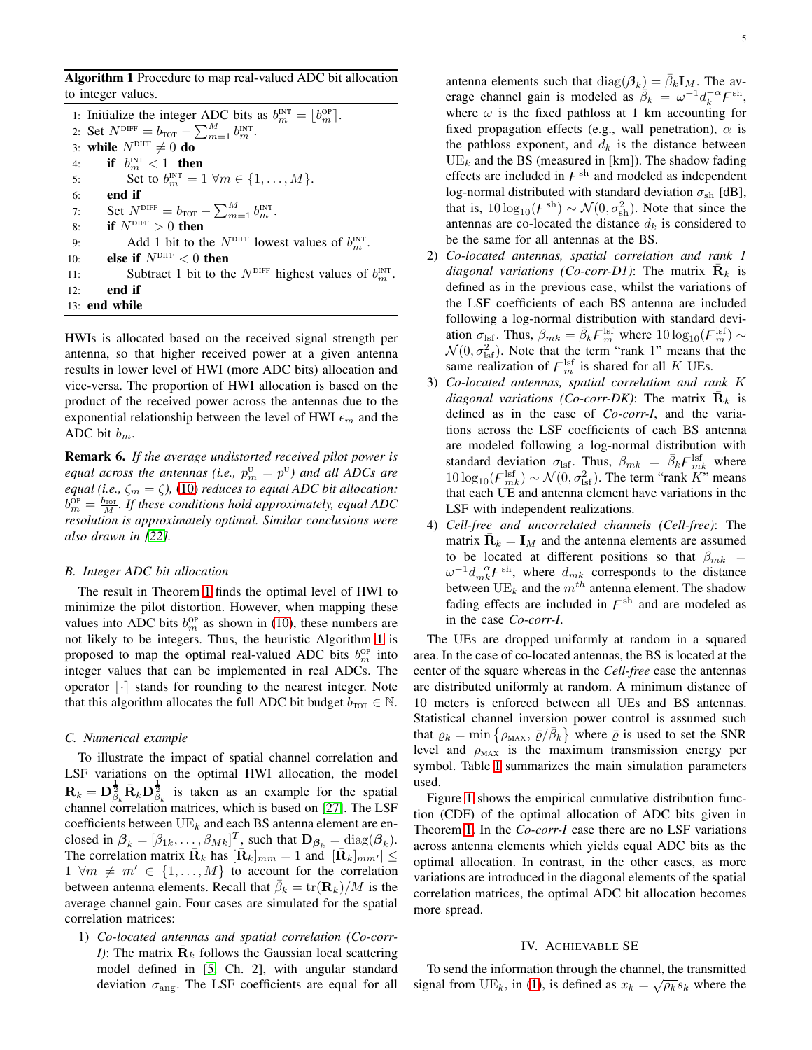**Algorithm 1** Procedure to map real-valued ADC bit allocation to integer values.

```
1: Initialize the integer ADC bits as b_m^INT = ⌊b_m^OP⌉.
2: Set N^DIFF = b_TOT − Σ_{m=1}^{M} b_m^INT.
3: while N^DIFF ≠ 0 do
4:     if b_m^INT < 1 then
5:         Set to b_m^INT = 1 ∀m ∈ {1, ..., M}.
6:     end if
7:     Set N^DIFF = b_TOT − Σ_{m=1}^{M} b_m^INT.
8:     if N^DIFF > 0 then
9:         Add 1 bit to the N^DIFF lowest values of b_m^INT.
10:    else if N^DIFF < 0 then
11:        Subtract 1 bit to the N^DIFF highest values of b_m^INT.
12:    end if
13: end while
```

HWIs is allocated based on the received signal strength per antenna, so that higher received power at a given antenna results in lower level of HWI (more ADC bits) allocation and vice-versa. The proportion of HWI allocation is based on the product of the received power across the antennas due to the exponential relationship between the level of HWI $\epsilon_m$ and the ADC bit $b_m$.

**Remark 6.** *If the average undistorted received pilot power is equal across the antennas (i.e., $p_m^{\text{U}} = p^{\text{U}}$) and all ADCs are equal (i.e., $\zeta_m = \zeta$), (10) reduces to equal ADC bit allocation: $b_m^{\text{OP}} = \frac{b_{\text{TOT}}}{M}$. If these conditions hold approximately, equal ADC resolution is approximately optimal. Similar conclusions were also drawn in [22].*

### B. Integer ADC bit allocation

The result in Theorem 1 finds the optimal level of HWI to minimize the pilot distortion. However, when mapping these values into ADC bits $b_m^{\text{OP}}$ as shown in (10), these numbers are not likely to be integers. Thus, the heuristic Algorithm 1 is proposed to map the optimal real-valued ADC bits $b_m^{\text{OP}}$ into integer values that can be implemented in real ADCs. The operator $\lfloor \cdot \rceil$ stands for rounding to the nearest integer. Note that this algorithm allocates the full ADC bit budget $b_{\text{TOT}} \in \mathbb{N}$.

### C. Numerical example

To illustrate the impact of spatial channel correlation and LSF variations on the optimal HWI allocation, the model $\mathbf{R}_k = \mathbf{D}_{\beta_k}^{\frac{1}{2}} \bar{\mathbf{R}}_k \mathbf{D}_{\beta_k}^{\frac{1}{2}}$ is taken as an example for the spatial channel correlation matrices, which is based on [27]. The LSF coefficients between UE$_k$ and each BS antenna element are enclosed in $\boldsymbol{\beta}_k = [\beta_{1k}, \ldots, \beta_{Mk}]^T$, such that $\mathbf{D}_{\boldsymbol{\beta}_k} = \text{diag}(\boldsymbol{\beta}_k)$. The correlation matrix $\bar{\mathbf{R}}_k$ has $[\bar{\mathbf{R}}_k]_{mm} = 1$ and $|[\bar{\mathbf{R}}_k]_{mm'}| \leq 1 \ \forall m \neq m' \in \{1, \ldots, M\}$ to account for the correlation between antenna elements. Recall that $\bar{\beta}_k = \text{tr}(\mathbf{R}_k)/M$ is the average channel gain. Four cases are simulated for the spatial correlation matrices:

1) *Co-located antennas and spatial correlation (Co-corr-I)*: The matrix $\bar{\mathbf{R}}_k$ follows the Gaussian local scattering model defined in [5, Ch. 2], with angular standard deviation $\sigma_{\text{ang}}$. The LSF coefficients are equal for all antenna elements such that $\text{diag}(\boldsymbol{\beta}_k) = \bar{\beta}_k \mathbf{I}_M$. The average channel gain is modeled as $\bar{\beta}_k = \omega^{-1} d_k^{-\alpha} F^{\text{sh}}$, where $\omega$ is the fixed pathloss at 1 km accounting for fixed propagation effects (e.g., wall penetration), $\alpha$ is the pathloss exponent, and $d_k$ is the distance between UE$_k$ and the BS (measured in [km]). The shadow fading effects are included in $F^{\text{sh}}$ and modeled as independent log-normal distributed with standard deviation $\sigma_{\text{sh}}$ [dB], that is, $10\log_{10}(F^{\text{sh}}) \sim \mathcal{N}(0, \sigma_{\text{sh}}^2)$. Note that since the antennas are co-located the distance $d_k$ is considered to be the same for all antennas at the BS.
2) *Co-located antennas, spatial correlation and rank 1 diagonal variations (Co-corr-D1)*: The matrix $\bar{\mathbf{R}}_k$ is defined as in the previous case, whilst the variations of the LSF coefficients of each BS antenna are included following a log-normal distribution with standard deviation $\sigma_{\text{lsf}}$. Thus, $\beta_{mk} = \bar{\beta}_k F_m^{\text{lsf}}$ where $10\log_{10}(F_m^{\text{lsf}}) \sim \mathcal{N}(0, \sigma_{\text{lsf}}^2)$. Note that the term "rank 1" means that the same realization of $F_m^{\text{lsf}}$ is shared for all $K$ UEs.
3) *Co-located antennas, spatial correlation and rank $K$ diagonal variations (Co-corr-DK)*: The matrix $\bar{\mathbf{R}}_k$ is defined as in the case of *Co-corr-I*, and the variations across the LSF coefficients of each BS antenna are modeled following a log-normal distribution with standard deviation $\sigma_{\text{lsf}}$. Thus, $\beta_{mk} = \bar{\beta}_k F_{mk}^{\text{lsf}}$ where $10\log_{10}(F_{mk}^{\text{lsf}}) \sim \mathcal{N}(0, \sigma_{\text{lsf}}^2)$. The term "rank $K$" means that each UE and antenna element have variations in the LSF with independent realizations.
4) *Cell-free and uncorrelated channels (Cell-free)*: The matrix $\bar{\mathbf{R}}_k = \mathbf{I}_M$ and the antenna elements are assumed to be located at different positions so that $\beta_{mk} = \omega^{-1} d_{mk}^{-\alpha} F^{\text{sh}}$, where $d_{mk}$ corresponds to the distance between UE$_k$ and the $m^{th}$ antenna element. The shadow fading effects are included in $F^{\text{sh}}$ and are modeled as in the case *Co-corr-I*.

The UEs are dropped uniformly at random in a squared area. In the case of co-located antennas, the BS is located at the center of the square whereas in the *Cell-free* case the antennas are distributed uniformly at random. A minimum distance of 10 meters is enforced between all UEs and BS antennas. Statistical channel inversion power control is assumed such that $\varrho_k = \min\left\{\rho_{\text{MAX}}, \bar{\varrho}/\bar{\beta}_k\right\}$ where $\bar{\varrho}$ is used to set the SNR level and $\rho_{\text{MAX}}$ is the maximum transmission energy per symbol. Table I summarizes the main simulation parameters used.

Figure 1 shows the empirical cumulative distribution function (CDF) of the optimal allocation of ADC bits given in Theorem 1. In the *Co-corr-I* case there are no LSF variations across antenna elements which yields equal ADC bits as the optimal allocation. In contrast, in the other cases, as more variations are introduced in the diagonal elements of the spatial correlation matrices, the optimal ADC bit allocation becomes more spread.

## IV. Achievable SE

To send the information through the channel, the transmitted signal from UE$_k$, in (1), is defined as $x_k = \sqrt{\rho_k} s_k$ where the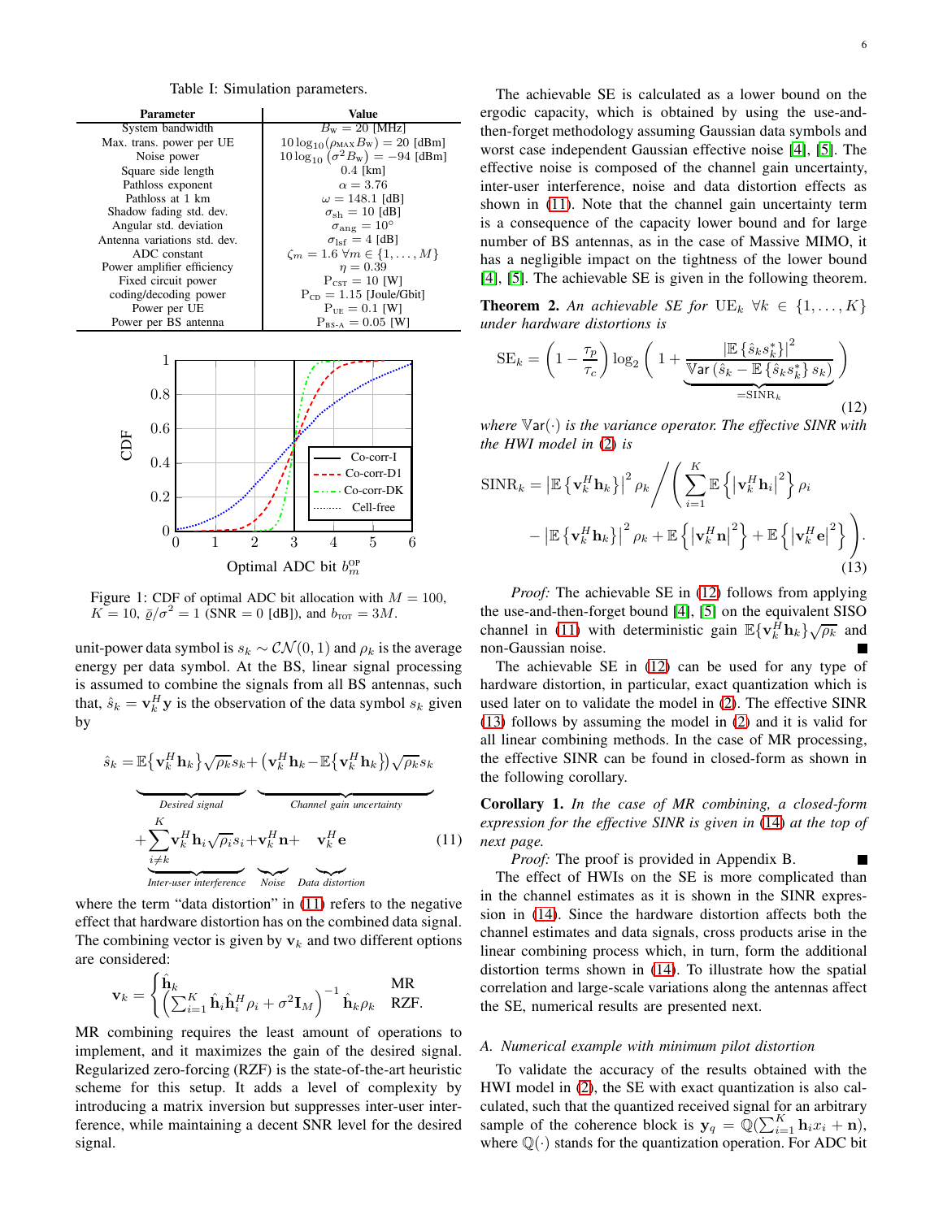Table I: Simulation parameters.

| Parameter | Value |
|---|---|
| System bandwidth | $B_{\text{w}} = 20$ [MHz] |
| Max. trans. power per UE | $10\log_{10}(\rho_{\text{MAX}} B_{\text{w}}) = 20$ [dBm] |
| Noise power | $10\log_{10}(\sigma^2 B_{\text{w}}) = -94$ [dBm] |
| Square side length | 0.4 [km] |
| Pathloss exponent | $\alpha = 3.76$ |
| Pathloss at 1 km | $\omega = 148.1$ [dB] |
| Shadow fading std. dev. | $\sigma_{\text{sh}} = 10$ [dB] |
| Angular std. deviation | $\sigma_{\text{ang}} = 10°$ |
| Antenna variations std. dev. | $\sigma_{\text{lsf}} = 4$ [dB] |
| ADC constant | $\zeta_m = 1.6 \;\forall m \in \{1,\ldots,M\}$ |
| Power amplifier efficiency | $\eta = 0.39$ |
| Fixed circuit power | $\text{P}_{\text{CST}} = 10$ [W] |
| coding/decoding power | $\text{P}_{\text{CD}} = 1.15$ [Joule/Gbit] |
| Power per UE | $\text{P}_{\text{UE}} = 0.1$ [W] |
| Power per BS antenna | $\text{P}_{\text{BS-A}} = 0.05$ [W] |

Figure 1: CDF of optimal ADC bit allocation with $M = 100$, $K = 10$, $\bar{\varrho}/\sigma^2 = 1$ (SNR = 0 [dB]), and $b_{\text{TOT}} = 3M$.

unit-power data symbol is $s_k \sim \mathcal{CN}(0,1)$ and $\rho_k$ is the average energy per data symbol. At the BS, linear signal processing is assumed to combine the signals from all BS antennas, such that, $\hat{s}_k = \mathbf{v}_k^H \mathbf{y}$ is the observation of the data symbol $s_k$ given by

$$\hat{s}_k = \underbrace{\mathbb{E}\{\mathbf{v}_k^H\mathbf{h}_k\}\sqrt{\rho_k}s_k}_{\textit{Desired signal}} + \underbrace{\left(\mathbf{v}_k^H\mathbf{h}_k - \mathbb{E}\{\mathbf{v}_k^H\mathbf{h}_k\}\right)\sqrt{\rho_k}s_k}_{\textit{Channel gain uncertainty}} + \underbrace{\sum_{i\neq k}^{K}\mathbf{v}_k^H\mathbf{h}_i\sqrt{\rho_i}s_i}_{\textit{Inter-user interference}} + \underbrace{\mathbf{v}_k^H\mathbf{n}}_{\textit{Noise}} + \underbrace{\mathbf{v}_k^H\mathbf{e}}_{\textit{Data distortion}} \tag{11}$$

where the term "data distortion" in (11) refers to the negative effect that hardware distortion has on the combined data signal. The combining vector is given by $\mathbf{v}_k$ and two different options are considered:

$$\mathbf{v}_k = \begin{cases} \hat{\mathbf{h}}_k & \text{MR} \\ \left(\sum_{i=1}^{K}\hat{\mathbf{h}}_i\hat{\mathbf{h}}_i^H\rho_i + \sigma^2\mathbf{I}_M\right)^{-1}\hat{\mathbf{h}}_k\rho_k & \text{RZF.} \end{cases}$$

MR combining requires the least amount of operations to implement, and it maximizes the gain of the desired signal. Regularized zero-forcing (RZF) is the state-of-the-art heuristic scheme for this setup. It adds a level of complexity by introducing a matrix inversion but suppresses inter-user interference, while maintaining a decent SNR level for the desired signal.

The achievable SE is calculated as a lower bound on the ergodic capacity, which is obtained by using the use-and-then-forget methodology assuming Gaussian data symbols and worst case independent Gaussian effective noise [4], [5]. The effective noise is composed of the channel gain uncertainty, inter-user interference, noise and data distortion effects as shown in (11). Note that the channel gain uncertainty term is a consequence of the capacity lower bound and for large number of BS antennas, as in the case of Massive MIMO, it has a negligible impact on the tightness of the lower bound [4], [5]. The achievable SE is given in the following theorem.

**Theorem 2.** *An achievable SE for* $\text{UE}_k$ $\forall k \in \{1,\ldots,K\}$ *under hardware distortions is*

$$\text{SE}_k = \left(1 - \frac{\tau_p}{\tau_c}\right)\log_2\left(1 + \underbrace{\frac{\left|\mathbb{E}\{\hat{s}_k s_k^*\}\right|^2}{\mathbb{V}\text{ar}\left(\hat{s}_k - \mathbb{E}\{\hat{s}_k s_k^*\}s_k\right)}}_{=\text{SINR}_k}\right) \tag{12}$$

*where* $\mathbb{V}\text{ar}(\cdot)$ *is the variance operator. The effective SINR with the HWI model in (2) is*

$$\text{SINR}_k = \left|\mathbb{E}\left\{\mathbf{v}_k^H\mathbf{h}_k\right\}\right|^2\rho_k \Bigg/ \left(\sum_{i=1}^{K}\mathbb{E}\left\{\left|\mathbf{v}_k^H\mathbf{h}_i\right|^2\right\}\rho_i - \left|\mathbb{E}\left\{\mathbf{v}_k^H\mathbf{h}_k\right\}\right|^2\rho_k + \mathbb{E}\left\{\left|\mathbf{v}_k^H\mathbf{n}\right|^2\right\} + \mathbb{E}\left\{\left|\mathbf{v}_k^H\mathbf{e}\right|^2\right\}\right). \tag{13}$$

*Proof:* The achievable SE in (12) follows from applying the use-and-then-forget bound [4], [5] on the equivalent SISO channel in (11) with deterministic gain $\mathbb{E}\{\mathbf{v}_k^H\mathbf{h}_k\}\sqrt{\rho_k}$ and non-Gaussian noise. ∎

The achievable SE in (12) can be used for any type of hardware distortion, in particular, exact quantization which is used later on to validate the model in (2). The effective SINR (13) follows by assuming the model in (2) and it is valid for all linear combining methods. In the case of MR processing, the effective SINR can be found in closed-form as shown in the following corollary.

**Corollary 1.** *In the case of MR combining, a closed-form expression for the effective SINR is given in (14) at the top of next page.*

*Proof:* The proof is provided in Appendix B. ∎

The effect of HWIs on the SE is more complicated than in the channel estimates as it is shown in the SINR expression in (14). Since the hardware distortion affects both the channel estimates and data signals, cross products arise in the linear combining process which, in turn, form the additional distortion terms shown in (14). To illustrate how the spatial correlation and large-scale variations along the antennas affect the SE, numerical results are presented next.

### *A. Numerical example with minimum pilot distortion*

To validate the accuracy of the results obtained with the HWI model in (2), the SE with exact quantization is also calculated, such that the quantized received signal for an arbitrary sample of the coherence block is $\mathbf{y}_q = \mathbb{Q}(\sum_{i=1}^{K}\mathbf{h}_i x_i + \mathbf{n})$, where $\mathbb{Q}(\cdot)$ stands for the quantization operation. For ADC bit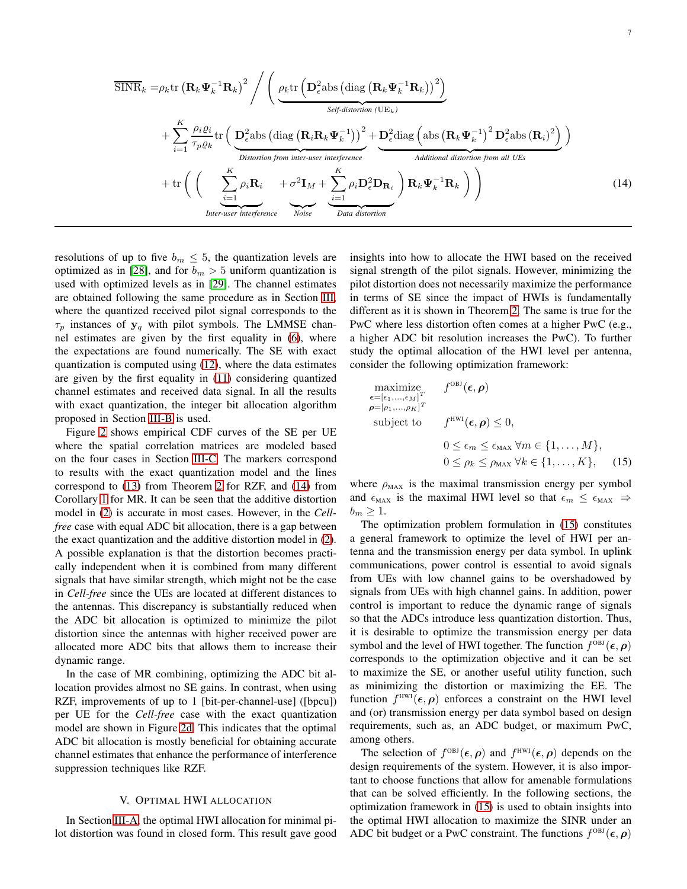$$
\overline{\mathrm{SINR}}_k = \rho_k \mathrm{tr}\left(\mathbf{R}_k \mathbf{\Psi}_k^{-1} \mathbf{R}_k\right)^2 \Bigg/ \Bigg( \underbrace{\rho_k \mathrm{tr}\left(\mathbf{D}_\epsilon^2 \mathrm{abs}\left(\mathrm{diag}\left(\mathbf{R}_k \mathbf{\Psi}_k^{-1} \mathbf{R}_k\right)\right)^2\right)}_{\textit{Self-distortion } (\mathrm{UE}_k)}
$$
$$
+ \sum_{i=1}^{K} \frac{\rho_i \varrho_i}{\tau_p \varrho_k} \mathrm{tr}\Bigg( \underbrace{\mathbf{D}_\epsilon^2 \mathrm{abs}\left(\mathrm{diag}\left(\mathbf{R}_i \mathbf{R}_k \mathbf{\Psi}_k^{-1}\right)\right)^2}_{\textit{Distortion from inter-user interference}} + \underbrace{\mathbf{D}_\epsilon^2 \mathrm{diag}\left(\mathrm{abs}\left(\mathbf{R}_k \mathbf{\Psi}_k^{-1}\right)^2 \mathbf{D}_\epsilon^2 \mathrm{abs}\left(\mathbf{R}_i\right)^2\right)}_{\textit{Additional distortion from all UEs}} \Bigg)
$$
$$
+ \mathrm{tr}\Bigg( \Bigg( \underbrace{\sum_{i=1}^{K} \rho_i \mathbf{R}_i}_{\textit{Inter-user interference}} + \underbrace{\sigma^2 \mathbf{I}_M}_{\textit{Noise}} + \underbrace{\sum_{i=1}^{K} \rho_i \mathbf{D}_\epsilon^2 \mathbf{D}_{\mathbf{R}_i}}_{\textit{Data distortion}} \Bigg) \mathbf{R}_k \mathbf{\Psi}_k^{-1} \mathbf{R}_k \Bigg) \Bigg) \tag{14}
$$

resolutions of up to five $b_m \leq 5$, the quantization levels are optimized as in [28], and for $b_m > 5$ uniform quantization is used with optimized levels as in [29]. The channel estimates are obtained following the same procedure as in Section III, where the quantized received pilot signal corresponds to the $\tau_p$ instances of $\mathbf{y}_q$ with pilot symbols. The LMMSE channel estimates are given by the first equality in (6), where the expectations are found numerically. The SE with exact quantization is computed using (12), where the data estimates are given by the first equality in (11) considering quantized channel estimates and received data signal. In all the results with exact quantization, the integer bit allocation algorithm proposed in Section III-B is used.

Figure 2 shows empirical CDF curves of the SE per UE where the spatial correlation matrices are modeled based on the four cases in Section III-C. The markers correspond to results with the exact quantization model and the lines correspond to (13) from Theorem 2 for RZF, and (14) from Corollary 1 for MR. It can be seen that the additive distortion model in (2) is accurate in most cases. However, in the *Cell-free* case with equal ADC bit allocation, there is a gap between the exact quantization and the additive distortion model in (2). A possible explanation is that the distortion becomes practically independent when it is combined from many different signals that have similar strength, which might not be the case in *Cell-free* since the UEs are located at different distances to the antennas. This discrepancy is substantially reduced when the ADC bit allocation is optimized to minimize the pilot distortion since the antennas with higher received power are allocated more ADC bits that allows them to increase their dynamic range.

In the case of MR combining, optimizing the ADC bit allocation provides almost no SE gains. In contrast, when using RZF, improvements of up to 1 [bit-per-channel-use] ([bpcu]) per UE for the *Cell-free* case with the exact quantization model are shown in Figure 2d. This indicates that the optimal ADC bit allocation is mostly beneficial for obtaining accurate channel estimates that enhance the performance of interference suppression techniques like RZF.

## V. Optimal HWI allocation

In Section III-A, the optimal HWI allocation for minimal pilot distortion was found in closed form. This result gave good insights into how to allocate the HWI based on the received signal strength of the pilot signals. However, minimizing the pilot distortion does not necessarily maximize the performance in terms of SE since the impact of HWIs is fundamentally different as it is shown in Theorem 2. The same is true for the PwC where less distortion often comes at a higher PwC (e.g., a higher ADC bit resolution increases the PwC). To further study the optimal allocation of the HWI level per antenna, consider the following optimization framework:

$$
\begin{aligned}
\underset{\substack{\boldsymbol{\epsilon}=[\epsilon_1,\ldots,\epsilon_M]^T \\ \boldsymbol{\rho}=[\rho_1,\ldots,\rho_K]^T}}{\text{maximize}} \quad & f^{\text{OBJ}}(\boldsymbol{\epsilon}, \boldsymbol{\rho}) \\
\text{subject to} \quad & f^{\text{HWI}}(\boldsymbol{\epsilon}, \boldsymbol{\rho}) \leq 0, \\
& 0 \leq \epsilon_m \leq \epsilon_{\text{MAX}} \ \forall m \in \{1,\ldots,M\}, \\
& 0 \leq \rho_k \leq \rho_{\text{MAX}} \ \forall k \in \{1,\ldots,K\},
\end{aligned} \tag{15}
$$

where $\rho_{\text{MAX}}$ is the maximal transmission energy per symbol and $\epsilon_{\text{MAX}}$ is the maximal HWI level so that $\epsilon_m \leq \epsilon_{\text{MAX}} \Rightarrow b_m \geq 1$.

The optimization problem formulation in (15) constitutes a general framework to optimize the level of HWI per antenna and the transmission energy per data symbol. In uplink communications, power control is essential to avoid signals from UEs with low channel gains to be overshadowed by signals from UEs with high channel gains. In addition, power control is important to reduce the dynamic range of signals so that the ADCs introduce less quantization distortion. Thus, it is desirable to optimize the transmission energy per data symbol and the level of HWI together. The function $f^{\text{OBJ}}(\boldsymbol{\epsilon}, \boldsymbol{\rho})$ corresponds to the optimization objective and it can be set to maximize the SE, or another useful utility function, such as minimizing the distortion or maximizing the EE. The function $f^{\text{HWI}}(\boldsymbol{\epsilon}, \boldsymbol{\rho})$ enforces a constraint on the HWI level and (or) transmission energy per data symbol based on design requirements, such as, an ADC budget, or maximum PwC, among others.

The selection of $f^{\text{OBJ}}(\boldsymbol{\epsilon}, \boldsymbol{\rho})$ and $f^{\text{HWI}}(\boldsymbol{\epsilon}, \boldsymbol{\rho})$ depends on the design requirements of the system. However, it is also important to choose functions that allow for amenable formulations that can be solved efficiently. In the following sections, the optimization framework in (15) is used to obtain insights into the optimal HWI allocation to maximize the SINR under an ADC bit budget or a PwC constraint. The functions $f^{\text{OBJ}}(\boldsymbol{\epsilon}, \boldsymbol{\rho})$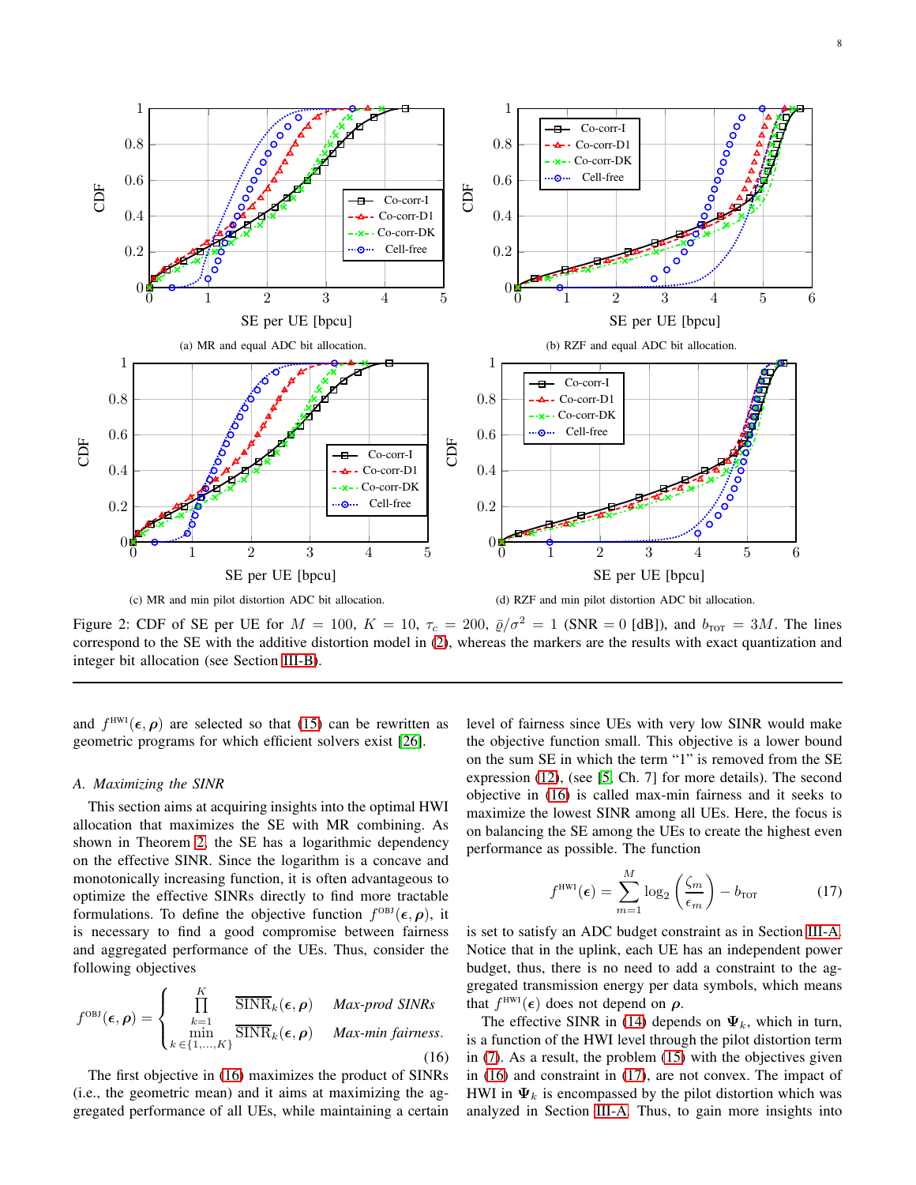(a) MR and equal ADC bit allocation.

(b) RZF and equal ADC bit allocation.

(c) MR and min pilot distortion ADC bit allocation.

(d) RZF and min pilot distortion ADC bit allocation.

Figure 2: CDF of SE per UE for $M = 100$, $K = 10$, $\tau_c = 200$, $\bar{\varrho}/\sigma^2 = 1$ (SNR $= 0$ [dB]), and $b_{\text{TOT}} = 3M$. The lines correspond to the SE with the additive distortion model in (2), whereas the markers are the results with exact quantization and integer bit allocation (see Section III-B).

and $f^{\text{HWI}}(\boldsymbol{\epsilon}, \boldsymbol{\rho})$ are selected so that (15) can be rewritten as geometric programs for which efficient solvers exist [26].

### A. Maximizing the SINR

This section aims at acquiring insights into the optimal HWI allocation that maximizes the SE with MR combining. As shown in Theorem 2, the SE has a logarithmic dependency on the effective SINR. Since the logarithm is a concave and monotonically increasing function, it is often advantageous to optimize the effective SINRs directly to find more tractable formulations. To define the objective function $f^{\text{OBJ}}(\boldsymbol{\epsilon}, \boldsymbol{\rho})$, it is necessary to find a good compromise between fairness and aggregated performance of the UEs. Thus, consider the following objectives

$$
f^{\text{OBJ}}(\boldsymbol{\epsilon}, \boldsymbol{\rho}) = \begin{cases} \prod_{k=1}^{K} \overline{\text{SINR}}_k(\boldsymbol{\epsilon}, \boldsymbol{\rho}) & \textit{Max-prod SINRs} \\ \min_{k \in \{1,\ldots,K\}} \overline{\text{SINR}}_k(\boldsymbol{\epsilon}, \boldsymbol{\rho}) & \textit{Max-min fairness.} \end{cases} \tag{16}
$$

The first objective in (16) maximizes the product of SINRs (i.e., the geometric mean) and it aims at maximizing the aggregated performance of all UEs, while maintaining a certain level of fairness since UEs with very low SINR would make the objective function small. This objective is a lower bound on the sum SE in which the term "1" is removed from the SE expression (12), (see [5, Ch. 7] for more details). The second objective in (16) is called max-min fairness and it seeks to maximize the lowest SINR among all UEs. Here, the focus is on balancing the SE among the UEs to create the highest even performance as possible. The function

$$
f^{\text{HWI}}(\boldsymbol{\epsilon}) = \sum_{m=1}^{M} \log_2\left(\frac{\zeta_m}{\epsilon_m}\right) - b_{\text{TOT}} \tag{17}
$$

is set to satisfy an ADC budget constraint as in Section III-A. Notice that in the uplink, each UE has an independent power budget, thus, there is no need to add a constraint to the aggregated transmission energy per data symbols, which means that $f^{\text{HWI}}(\boldsymbol{\epsilon})$ does not depend on $\boldsymbol{\rho}$.

The effective SINR in (14) depends on $\boldsymbol{\Psi}_k$, which in turn, is a function of the HWI level through the pilot distortion term in (7). As a result, the problem (15) with the objectives given in (16) and constraint in (17), are not convex. The impact of HWI in $\boldsymbol{\Psi}_k$ is encompassed by the pilot distortion which was analyzed in Section III-A. Thus, to gain more insights into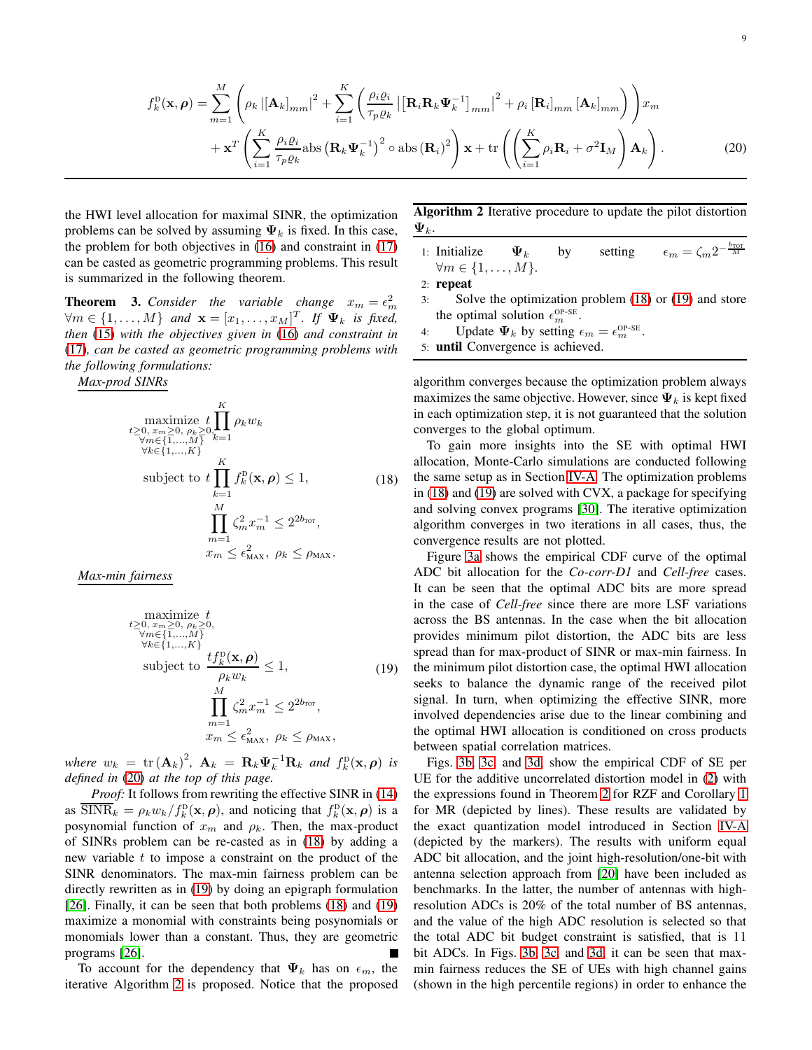$$
f_k^{\text{D}}(\mathbf{x},\boldsymbol{\rho}) = \sum_{m=1}^{M} \left( \rho_k \left|[\mathbf{A}_k]_{mm}\right|^2 + \sum_{i=1}^{K} \left( \frac{\rho_i \varrho_i}{\tau_p \varrho_k} \left| \left[\mathbf{R}_i \mathbf{R}_k \boldsymbol{\Psi}_k^{-1}\right]_{mm} \right|^2 + \rho_i \left[\mathbf{R}_i\right]_{mm} \left[\mathbf{A}_k\right]_{mm} \right) \right) x_m
$$
$$
+ \mathbf{x}^T \left( \sum_{i=1}^{K} \frac{\rho_i \varrho_i}{\tau_p \varrho_k} \text{abs}\left(\mathbf{R}_k \boldsymbol{\Psi}_k^{-1}\right)^2 \circ \text{abs}\left(\mathbf{R}_i\right)^2 \right) \mathbf{x} + \text{tr}\left( \left( \sum_{i=1}^{K} \rho_i \mathbf{R}_i + \sigma^2 \mathbf{I}_M \right) \mathbf{A}_k \right). \tag{20}
$$

the HWI level allocation for maximal SINR, the optimization problems can be solved by assuming $\boldsymbol{\Psi}_k$ is fixed. In this case, the problem for both objectives in (16) and constraint in (17) can be casted as geometric programming problems. This result is summarized in the following theorem.

**Theorem 3.** *Consider the variable change $x_m = \epsilon_m^2$ $\forall m \in \{1,\ldots,M\}$ and $\mathbf{x} = [x_1,\ldots,x_M]^T$. If $\boldsymbol{\Psi}_k$ is fixed, then (15) with the objectives given in (16) and constraint in (17), can be casted as geometric programming problems with the following formulations:*

*Max-prod SINRs*

$$
\begin{aligned}
\underset{\substack{t\geq 0,\, x_m\geq 0,\, \rho_k\geq 0,\\ \forall m\in\{1,\ldots,M\}\\ \forall k\in\{1,\ldots,K\}}}{\text{maximize}} \quad & t \prod_{k=1}^{K} \rho_k w_k \\
\text{subject to} \quad & t \prod_{k=1}^{K} f_k^{\text{D}}(\mathbf{x},\boldsymbol{\rho}) \leq 1, \\
& \prod_{m=1}^{M} \zeta_m^2 x_m^{-1} \leq 2^{2b_{\text{TOT}}}, \\
& x_m \leq \epsilon_{\text{MAX}}^2,\ \rho_k \leq \rho_{\text{MAX}}.
\end{aligned} \tag{18}
$$

*Max-min fairness*

$$
\begin{aligned}
\underset{\substack{t\geq 0,\, x_m\geq 0,\, \rho_k\geq 0,\\ \forall m\in\{1,\ldots,M\}\\ \forall k\in\{1,\ldots,K\}}}{\text{maximize}} \quad & t \\
\text{subject to} \quad & \frac{t f_k^{\text{D}}(\mathbf{x},\boldsymbol{\rho})}{\rho_k w_k} \leq 1, \\
& \prod_{m=1}^{M} \zeta_m^2 x_m^{-1} \leq 2^{2b_{\text{TOT}}}, \\
& x_m \leq \epsilon_{\text{MAX}}^2,\ \rho_k \leq \rho_{\text{MAX}},
\end{aligned} \tag{19}
$$

*where $w_k = \text{tr}\left(\mathbf{A}_k\right)^2$, $\mathbf{A}_k = \mathbf{R}_k \boldsymbol{\Psi}_k^{-1} \mathbf{R}_k$ and $f_k^{\text{D}}(\mathbf{x},\boldsymbol{\rho})$ is defined in (20) at the top of this page.*

*Proof:* It follows from rewriting the effective SINR in (14) as $\overline{\text{SINR}}_k = \rho_k w_k / f_k^{\text{D}}(\mathbf{x},\boldsymbol{\rho})$, and noticing that $f_k^{\text{D}}(\mathbf{x},\boldsymbol{\rho})$ is a posynomial function of $x_m$ and $\rho_k$. Then, the max-product of SINRs problem can be re-casted as in (18) by adding a new variable $t$ to impose a constraint on the product of the SINR denominators. The max-min fairness problem can be directly rewritten as in (19) by doing an epigraph formulation [26]. Finally, it can be seen that both problems (18) and (19) maximize a monomial with constraints being posynomials or monomials lower than a constant. Thus, they are geometric programs [26]. ∎

To account for the dependency that $\boldsymbol{\Psi}_k$ has on $\epsilon_m$, the iterative Algorithm 2 is proposed. Notice that the proposed algorithm converges because the optimization problem always maximizes the same objective. However, since $\boldsymbol{\Psi}_k$ is kept fixed in each optimization step, it is not guaranteed that the solution converges to the global optimum.

**Algorithm 2** Iterative procedure to update the pilot distortion $\boldsymbol{\Psi}_k$.

1: Initialize $\boldsymbol{\Psi}_k$ by setting $\epsilon_m = \zeta_m 2^{-\frac{b_{\text{TOT}}}{M}}$ $\forall m \in \{1,\ldots,M\}$.
2: **repeat**
3: Solve the optimization problem (18) or (19) and store the optimal solution $\epsilon_m^{\text{OP-SE}}$.
4: Update $\boldsymbol{\Psi}_k$ by setting $\epsilon_m = \epsilon_m^{\text{OP-SE}}$.
5: **until** Convergence is achieved.

To gain more insights into the SE with optimal HWI allocation, Monte-Carlo simulations are conducted following the same setup as in Section IV-A. The optimization problems in (18) and (19) are solved with CVX, a package for specifying and solving convex programs [30]. The iterative optimization algorithm converges in two iterations in all cases, thus, the convergence results are not plotted.

Figure 3a shows the empirical CDF curve of the optimal ADC bit allocation for the *Co-corr-D1* and *Cell-free* cases. It can be seen that the optimal ADC bits are more spread in the case of *Cell-free* since there are more LSF variations across the BS antennas. In the case when the bit allocation provides minimum pilot distortion, the ADC bits are less spread than for max-product of SINR or max-min fairness. In the minimum pilot distortion case, the optimal HWI allocation seeks to balance the dynamic range of the received pilot signal. In turn, when optimizing the effective SINR, more involved dependencies arise due to the linear combining and the optimal HWI allocation is conditioned on cross products between spatial correlation matrices.

Figs. 3b, 3c, and 3d, show the empirical CDF of SE per UE for the additive uncorrelated distortion model in (2) with the expressions found in Theorem 2 for RZF and Corollary 1 for MR (depicted by lines). These results are validated by the exact quantization model introduced in Section IV-A (depicted by the markers). The results with uniform equal ADC bit allocation, and the joint high-resolution/one-bit with antenna selection approach from [20] have been included as benchmarks. In the latter, the number of antennas with high-resolution ADCs is 20% of the total number of BS antennas, and the value of the high ADC resolution is selected so that the total ADC bit budget constraint is satisfied, that is 11 bit ADCs. In Figs. 3b, 3c, and 3d, it can be seen that max-min fairness reduces the SE of UEs with high channel gains (shown in the high percentile regions) in order to enhance the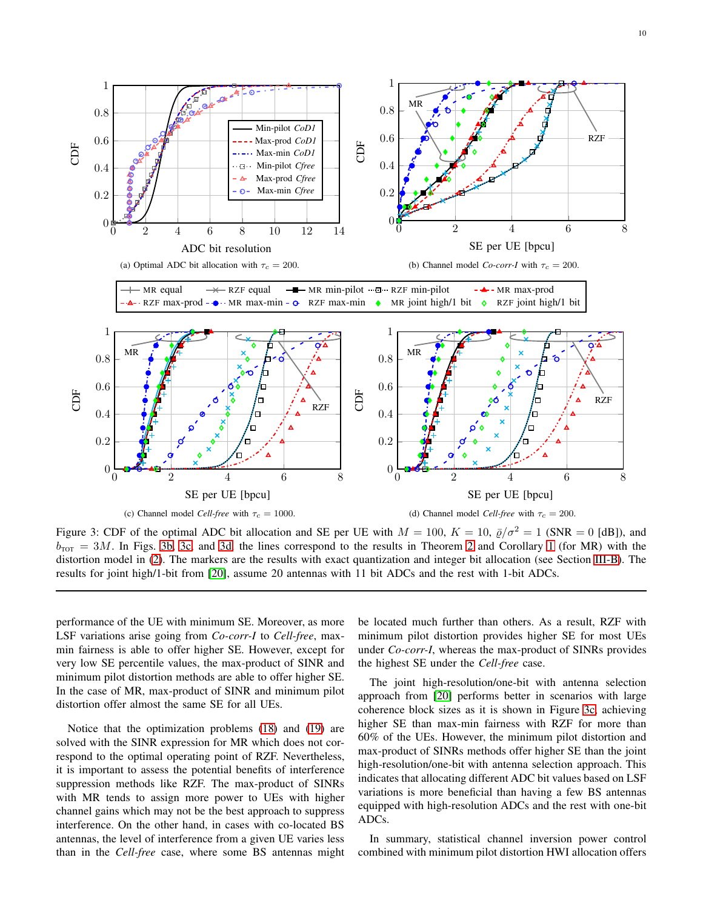(a) Optimal ADC bit allocation with $\tau_c = 200$.

(b) Channel model *Co-corr-I* with $\tau_c = 200$.

(c) Channel model *Cell-free* with $\tau_c = 1000$.

(d) Channel model *Cell-free* with $\tau_c = 200$.

Figure 3: CDF of the optimal ADC bit allocation and SE per UE with $M = 100$, $K = 10$, $\bar{\varrho}/\sigma^2 = 1$ (SNR = 0 [dB]), and $b_{\text{TOT}} = 3M$. In Figs. 3b, 3c and 3d the lines correspond to the results in Theorem 2 and Corollary 1 (for MR) with the distortion model in (2). The markers are the results with exact quantization and integer bit allocation (see Section III-B). The results for joint high/1-bit from [20], assume 20 antennas with 11 bit ADCs and the rest with 1-bit ADCs.

performance of the UE with minimum SE. Moreover, as more LSF variations arise going from *Co-corr-I* to *Cell-free*, max-min fairness is able to offer higher SE. However, except for very low SE percentile values, the max-product of SINR and minimum pilot distortion methods are able to offer higher SE. In the case of MR, max-product of SINR and minimum pilot distortion offer almost the same SE for all UEs.

Notice that the optimization problems (18) and (19) are solved with the SINR expression for MR which does not correspond to the optimal operating point of RZF. Nevertheless, it is important to assess the potential benefits of interference suppression methods like RZF. The max-product of SINRs with MR tends to assign more power to UEs with higher channel gains which may not be the best approach to suppress interference. On the other hand, in cases with co-located BS antennas, the level of interference from a given UE varies less than in the *Cell-free* case, where some BS antennas might be located much further than others. As a result, RZF with minimum pilot distortion provides higher SE for most UEs under *Co-corr-I*, whereas the max-product of SINRs provides the highest SE under the *Cell-free* case.

The joint high-resolution/one-bit with antenna selection approach from [20] performs better in scenarios with large coherence block sizes as it is shown in Figure 3c, achieving higher SE than max-min fairness with RZF for more than 60% of the UEs. However, the minimum pilot distortion and max-product of SINRs methods offer higher SE than the joint high-resolution/one-bit with antenna selection approach. This indicates that allocating different ADC bit values based on LSF variations is more beneficial than having a few BS antennas equipped with high-resolution ADCs and the rest with one-bit ADCs.

In summary, statistical channel inversion power control combined with minimum pilot distortion HWI allocation offers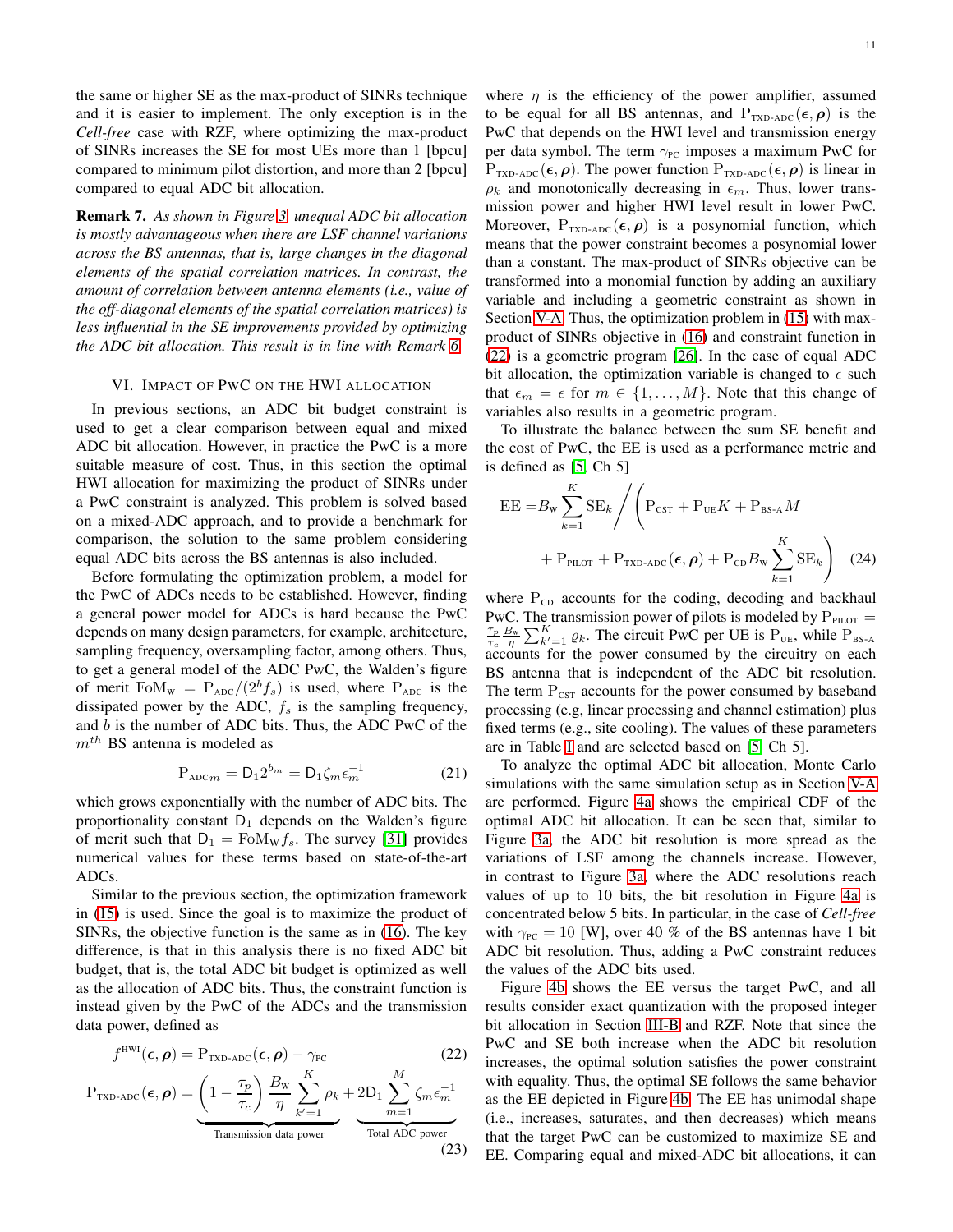the same or higher SE as the max-product of SINRs technique and it is easier to implement. The only exception is in the *Cell-free* case with RZF, where optimizing the max-product of SINRs increases the SE for most UEs more than 1 [bpcu] compared to minimum pilot distortion, and more than 2 [bpcu] compared to equal ADC bit allocation.

**Remark 7.** *As shown in Figure 3, unequal ADC bit allocation is mostly advantageous when there are LSF channel variations across the BS antennas, that is, large changes in the diagonal elements of the spatial correlation matrices. In contrast, the amount of correlation between antenna elements (i.e., value of the off-diagonal elements of the spatial correlation matrices) is less influential in the SE improvements provided by optimizing the ADC bit allocation. This result is in line with Remark 6.*

## VI. Impact of PwC on the HWI allocation

In previous sections, an ADC bit budget constraint is used to get a clear comparison between equal and mixed ADC bit allocation. However, in practice the PwC is a more suitable measure of cost. Thus, in this section the optimal HWI allocation for maximizing the product of SINRs under a PwC constraint is analyzed. This problem is solved based on a mixed-ADC approach, and to provide a benchmark for comparison, the solution to the same problem considering equal ADC bits across the BS antennas is also included.

Before formulating the optimization problem, a model for the PwC of ADCs needs to be established. However, finding a general power model for ADCs is hard because the PwC depends on many design parameters, for example, architecture, sampling frequency, oversampling factor, among others. Thus, to get a general model of the ADC PwC, the Walden's figure of merit $\mathrm{FoM_W} = \mathrm{P_{ADC}}/(2^b f_s)$ is used, where $\mathrm{P_{ADC}}$ is the dissipated power by the ADC, $f_s$ is the sampling frequency, and $b$ is the number of ADC bits. Thus, the ADC PwC of the $m^{th}$ BS antenna is modeled as

$$\mathrm{P}_{\mathrm{ADC}m} = \mathsf{D}_1 2^{b_m} = \mathsf{D}_1 \zeta_m \epsilon_m^{-1} \tag{21}$$

which grows exponentially with the number of ADC bits. The proportionality constant $\mathsf{D}_1$ depends on the Walden's figure of merit such that $\mathsf{D}_1 = \mathrm{FoM_W} f_s$. The survey [31] provides numerical values for these terms based on state-of-the-art ADCs.

Similar to the previous section, the optimization framework in (15) is used. Since the goal is to maximize the product of SINRs, the objective function is the same as in (16). The key difference, is that in this analysis there is no fixed ADC bit budget, that is, the total ADC bit budget is optimized as well as the allocation of ADC bits. Thus, the constraint function is instead given by the PwC of the ADCs and the transmission data power, defined as

$$f^{\mathrm{HWI}}(\boldsymbol{\epsilon}, \boldsymbol{\rho}) = \mathrm{P}_{\mathrm{TXD\text{-}ADC}}(\boldsymbol{\epsilon}, \boldsymbol{\rho}) - \gamma_{\mathrm{PC}} \tag{22}$$

$$\mathrm{P}_{\mathrm{TXD\text{-}ADC}}(\boldsymbol{\epsilon}, \boldsymbol{\rho}) = \underbrace{\left(1 - \frac{\tau_p}{\tau_c}\right) \frac{B_{\mathrm{W}}}{\eta} \sum_{k'=1}^{K} \rho_k}_{\text{Transmission data power}} + \underbrace{2\mathsf{D}_1 \sum_{m=1}^{M} \zeta_m \epsilon_m^{-1}}_{\text{Total ADC power}} \tag{23}$$

where $\eta$ is the efficiency of the power amplifier, assumed to be equal for all BS antennas, and $\mathrm{P}_{\mathrm{TXD\text{-}ADC}}(\boldsymbol{\epsilon}, \boldsymbol{\rho})$ is the PwC that depends on the HWI level and transmission energy per data symbol. The term $\gamma_{\mathrm{PC}}$ imposes a maximum PwC for $\mathrm{P}_{\mathrm{TXD\text{-}ADC}}(\boldsymbol{\epsilon}, \boldsymbol{\rho})$. The power function $\mathrm{P}_{\mathrm{TXD\text{-}ADC}}(\boldsymbol{\epsilon}, \boldsymbol{\rho})$ is linear in $\rho_k$ and monotonically decreasing in $\epsilon_m$. Thus, lower transmission power and higher HWI level result in lower PwC. Moreover, $\mathrm{P}_{\mathrm{TXD\text{-}ADC}}(\boldsymbol{\epsilon}, \boldsymbol{\rho})$ is a posynomial function, which means that the power constraint becomes a posynomial lower than a constant. The max-product of SINRs objective can be transformed into a monomial function by adding an auxiliary variable and including a geometric constraint as shown in Section V-A. Thus, the optimization problem in (15) with max-product of SINRs objective in (16) and constraint function in (22) is a geometric program [26]. In the case of equal ADC bit allocation, the optimization variable is changed to $\epsilon$ such that $\epsilon_m = \epsilon$ for $m \in \{1, \ldots, M\}$. Note that this change of variables also results in a geometric program.

To illustrate the balance between the sum SE benefit and the cost of PwC, the EE is used as a performance metric and is defined as [5, Ch 5]

$$\begin{aligned}\mathrm{EE} =& B_{\mathrm{W}} \sum_{k=1}^{K} \mathrm{SE}_k \Bigg/ \Bigg( \mathrm{P_{CST}} + \mathrm{P_{UE}} K + \mathrm{P_{BS\text{-}A}} M \\ &+ \mathrm{P_{PILOT}} + \mathrm{P}_{\mathrm{TXD\text{-}ADC}}(\boldsymbol{\epsilon}, \boldsymbol{\rho}) + \mathrm{P_{CD}} B_{\mathrm{W}} \sum_{k=1}^{K} \mathrm{SE}_k \Bigg) \end{aligned} \tag{24}$$

where $\mathrm{P_{CD}}$ accounts for the coding, decoding and backhaul PwC. The transmission power of pilots is modeled by $\mathrm{P_{PILOT}} = \frac{\tau_p}{\tau_c} \frac{B_{\mathrm{W}}}{\eta} \sum_{k'=1}^{K} \varrho_k$. The circuit PwC per UE is $\mathrm{P_{UE}}$, while $\mathrm{P_{BS\text{-}A}}$ accounts for the power consumed by the circuitry on each BS antenna that is independent of the ADC bit resolution. The term $\mathrm{P_{CST}}$ accounts for the power consumed by baseband processing (e.g, linear processing and channel estimation) plus fixed terms (e.g., site cooling). The values of these parameters are in Table I and are selected based on [5, Ch 5].

To analyze the optimal ADC bit allocation, Monte Carlo simulations with the same simulation setup as in Section V-A are performed. Figure 4a shows the empirical CDF of the optimal ADC bit allocation. It can be seen that, similar to Figure 3a, the ADC bit resolution is more spread as the variations of LSF among the channels increase. However, in contrast to Figure 3a, where the ADC resolutions reach values of up to 10 bits, the bit resolution in Figure 4a is concentrated below 5 bits. In particular, in the case of *Cell-free* with $\gamma_{\mathrm{PC}} = 10$ [W], over 40 % of the BS antennas have 1 bit ADC bit resolution. Thus, adding a PwC constraint reduces the values of the ADC bits used.

Figure 4b shows the EE versus the target PwC, and all results consider exact quantization with the proposed integer bit allocation in Section III-B and RZF. Note that since the PwC and SE both increase when the ADC bit resolution increases, the optimal solution satisfies the power constraint with equality. Thus, the optimal SE follows the same behavior as the EE depicted in Figure 4b. The EE has unimodal shape (i.e., increases, saturates, and then decreases) which means that the target PwC can be customized to maximize SE and EE. Comparing equal and mixed-ADC bit allocations, it can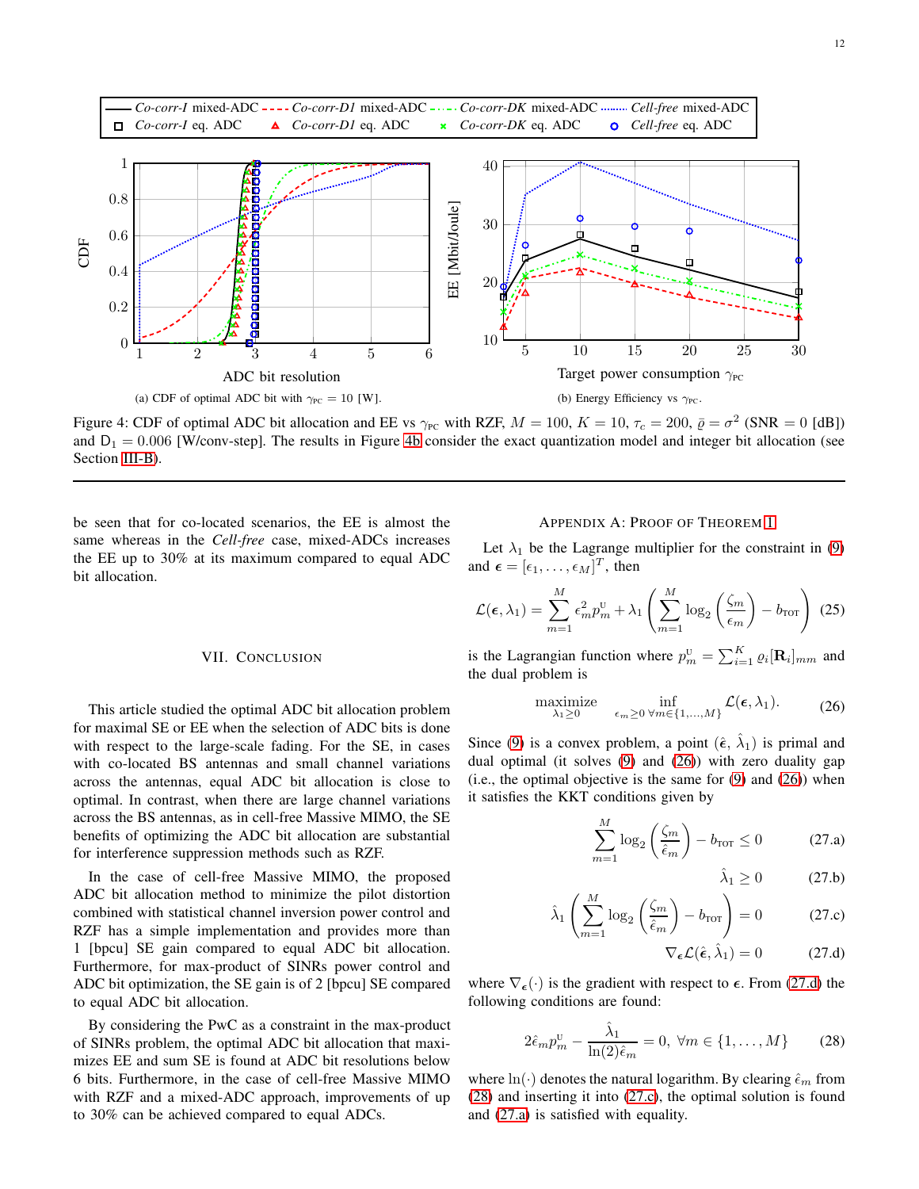Figure 4: CDF of optimal ADC bit allocation and EE vs $\gamma_{\text{PC}}$ with RZF, $M = 100$, $K = 10$, $\tau_c = 200$, $\bar{\varrho} = \sigma^2$ (SNR = 0 [dB]) and $\mathrm{D}_1 = 0.006$ [W/conv-step]. The results in Figure 4b consider the exact quantization model and integer bit allocation (see Section III-B).

(a) CDF of optimal ADC bit with $\gamma_{\text{PC}} = 10$ [W].

(b) Energy Efficiency vs $\gamma_{\text{PC}}$.

be seen that for co-located scenarios, the EE is almost the same whereas in the *Cell-free* case, mixed-ADCs increases the EE up to 30% at its maximum compared to equal ADC bit allocation.

## VII. Conclusion

This article studied the optimal ADC bit allocation problem for maximal SE or EE when the selection of ADC bits is done with respect to the large-scale fading. For the SE, in cases with co-located BS antennas and small channel variations across the antennas, equal ADC bit allocation is close to optimal. In contrast, when there are large channel variations across the BS antennas, as in cell-free Massive MIMO, the SE benefits of optimizing the ADC bit allocation are substantial for interference suppression methods such as RZF.

In the case of cell-free Massive MIMO, the proposed ADC bit allocation method to minimize the pilot distortion combined with statistical channel inversion power control and RZF has a simple implementation and provides more than 1 [bpcu] SE gain compared to equal ADC bit allocation. Furthermore, for max-product of SINRs power control and ADC bit optimization, the SE gain is of 2 [bpcu] SE compared to equal ADC bit allocation.

By considering the PwC as a constraint in the max-product of SINRs problem, the optimal ADC bit allocation that maximizes EE and sum SE is found at ADC bit resolutions below 6 bits. Furthermore, in the case of cell-free Massive MIMO with RZF and a mixed-ADC approach, improvements of up to 30% can be achieved compared to equal ADCs.

## Appendix A: Proof of Theorem 1

Let $\lambda_1$ be the Lagrange multiplier for the constraint in (9) and $\boldsymbol{\epsilon} = [\epsilon_1, \dots, \epsilon_M]^T$, then

$$\mathcal{L}(\boldsymbol{\epsilon}, \lambda_1) = \sum_{m=1}^{M} \epsilon_m^2 p_m^{\text{U}} + \lambda_1 \left( \sum_{m=1}^{M} \log_2 \left( \frac{\zeta_m}{\epsilon_m} \right) - b_{\text{TOT}} \right) \quad (25)$$

is the Lagrangian function where $p_m^{\text{U}} = \sum_{i=1}^{K} \varrho_i [\mathbf{R}_i]_{mm}$ and the dual problem is

$$\underset{\lambda_1 \geq 0}{\text{maximize}} \quad \underset{\epsilon_m \geq 0 \ \forall m \in \{1,\dots,M\}}{\inf} \mathcal{L}(\boldsymbol{\epsilon}, \lambda_1). \quad (26)$$

Since (9) is a convex problem, a point $(\hat{\boldsymbol{\epsilon}}, \hat{\lambda}_1)$ is primal and dual optimal (it solves (9) and (26)) with zero duality gap (i.e., the optimal objective is the same for (9) and (26)) when it satisfies the KKT conditions given by

$$\sum_{m=1}^{M} \log_2 \left( \frac{\zeta_m}{\hat{\epsilon}_m} \right) - b_{\text{TOT}} \leq 0 \quad (27.a)$$

$$\hat{\lambda}_1 \geq 0 \quad (27.b)$$

$$\hat{\lambda}_1 \left( \sum_{m=1}^{M} \log_2 \left( \frac{\zeta_m}{\hat{\epsilon}_m} \right) - b_{\text{TOT}} \right) = 0 \quad (27.c)$$

$$\nabla_{\boldsymbol{\epsilon}} \mathcal{L}(\hat{\boldsymbol{\epsilon}}, \hat{\lambda}_1) = 0 \quad (27.d)$$

where $\nabla_{\boldsymbol{\epsilon}}(\cdot)$ is the gradient with respect to $\boldsymbol{\epsilon}$. From (27.d) the following conditions are found:

$$2\hat{\epsilon}_m p_m^{\text{U}} - \frac{\hat{\lambda}_1}{\ln(2)\hat{\epsilon}_m} = 0, \ \forall m \in \{1, \dots, M\} \quad (28)$$

where $\ln(\cdot)$ denotes the natural logarithm. By clearing $\hat{\epsilon}_m$ from (28) and inserting it into (27.c), the optimal solution is found and (27.a) is satisfied with equality.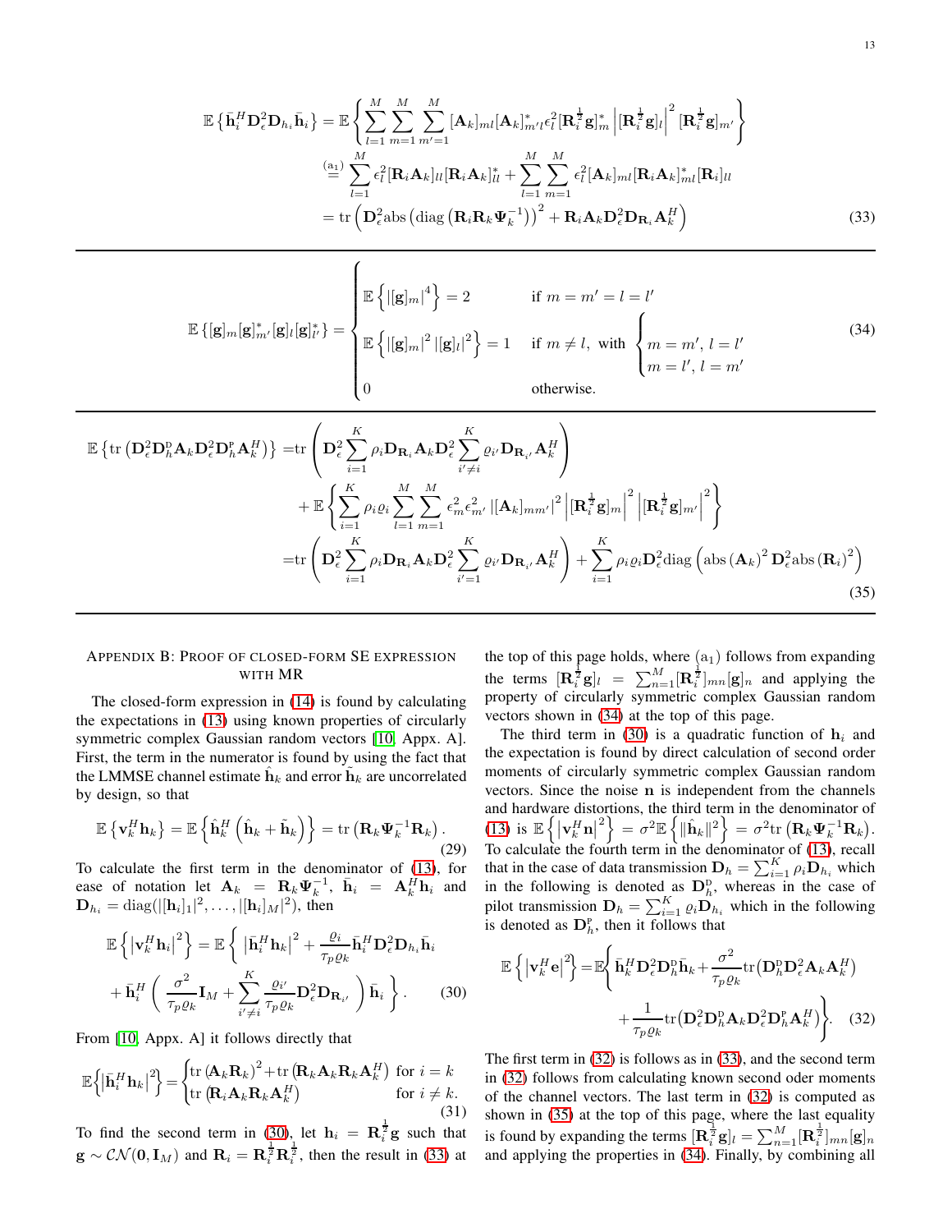$$
\begin{aligned}
\mathbb{E}\left\{\bar{\mathbf{h}}_i^H \mathbf{D}_\epsilon^2 \mathbf{D}_{h_i} \bar{\mathbf{h}}_i\right\} &= \mathbb{E}\left\{\sum_{l=1}^{M}\sum_{m=1}^{M}\sum_{m'=1}^{M} [\mathbf{A}_k]_{ml}[\mathbf{A}_k]_{m'l}^* \epsilon_l^2 [\mathbf{R}_i^{\frac{1}{2}}\mathbf{g}]_m^* \left|[\mathbf{R}_i^{\frac{1}{2}}\mathbf{g}]_l\right|^2 [\mathbf{R}_i^{\frac{1}{2}}\mathbf{g}]_{m'}\right\} \\
&\overset{(\mathrm{a}_1)}{=} \sum_{l=1}^{M} \epsilon_l^2 [\mathbf{R}_i\mathbf{A}_k]_{ll}[\mathbf{R}_i\mathbf{A}_k]_{ll}^* + \sum_{l=1}^{M}\sum_{m=1}^{M} \epsilon_l^2 [\mathbf{A}_k]_{ml}[\mathbf{R}_i\mathbf{A}_k]_{ml}^*[\mathbf{R}_i]_{ll} \\
&= \mathrm{tr}\left(\mathbf{D}_\epsilon^2 \mathrm{abs}\left(\mathrm{diag}\left(\mathbf{R}_i\mathbf{R}_k\boldsymbol{\Psi}_k^{-1}\right)\right)^2 + \mathbf{R}_i\mathbf{A}_k\mathbf{D}_\epsilon^2\mathbf{D}_{\mathbf{R}_i}\mathbf{A}_k^H\right)
\end{aligned} \tag{33}
$$

$$
\mathbb{E}\left\{[\mathbf{g}]_m[\mathbf{g}]_{m'}^*[\mathbf{g}]_l[\mathbf{g}]_{l'}^*\right\} = \begin{cases} \mathbb{E}\left\{|[\mathbf{g}]_m|^4\right\} = 2 & \text{if } m = m' = l = l' \\ \mathbb{E}\left\{|[\mathbf{g}]_m|^2 |[\mathbf{g}]_l|^2\right\} = 1 & \text{if } m \neq l, \text{ with } \begin{cases} m = m', \, l = l' \\ m = l', \, l = m' \end{cases} \\ 0 & \text{otherwise.} \end{cases} \tag{34}
$$

$$
\begin{aligned}
\mathbb{E}\left\{\mathrm{tr}\left(\mathbf{D}_\epsilon^2\mathbf{D}_h^{\mathrm{D}}\mathbf{A}_k\mathbf{D}_\epsilon^2\mathbf{D}_h^{\mathrm{P}}\mathbf{A}_k^H\right)\right\} =& \mathrm{tr}\left(\mathbf{D}_\epsilon^2 \sum_{i=1}^{K}\rho_i\mathbf{D}_{\mathbf{R}_i}\mathbf{A}_k\mathbf{D}_\epsilon^2\sum_{i'\neq i}^{K}\varrho_{i'}\mathbf{D}_{\mathbf{R}_{i'}}\mathbf{A}_k^H\right) \\
&+ \mathbb{E}\left\{\sum_{i=1}^{K}\rho_i\varrho_i\sum_{l=1}^{M}\sum_{m=1}^{M}\epsilon_m^2\epsilon_{m'}^2 \left|[\mathbf{A}_k]_{mm'}\right|^2 \left|[\mathbf{R}_i^{\frac{1}{2}}\mathbf{g}]_m\right|^2\left|[\mathbf{R}_i^{\frac{1}{2}}\mathbf{g}]_{m'}\right|^2\right\} \\
=& \mathrm{tr}\left(\mathbf{D}_\epsilon^2 \sum_{i=1}^{K}\rho_i\mathbf{D}_{\mathbf{R}_i}\mathbf{A}_k\mathbf{D}_\epsilon^2\sum_{i'=1}^{K}\varrho_{i'}\mathbf{D}_{\mathbf{R}_{i'}}\mathbf{A}_k^H\right) + \sum_{i=1}^{K}\rho_i\varrho_i\mathbf{D}_\epsilon^2\mathrm{diag}\left(\mathrm{abs}\left(\mathbf{A}_k\right)^2\mathbf{D}_\epsilon^2\mathrm{abs}\left(\mathbf{R}_i\right)^2\right)
\end{aligned} \tag{35}
$$

## Appendix B: Proof of closed-form SE expression with MR

The closed-form expression in (14) is found by calculating the expectations in (13) using known properties of circularly symmetric complex Gaussian random vectors [10, Appx. A]. First, the term in the numerator is found by using the fact that the LMMSE channel estimate $\hat{\mathbf{h}}_k$ and error $\tilde{\mathbf{h}}_k$ are uncorrelated by design, so that

$$
\mathbb{E}\left\{\mathbf{v}_k^H\mathbf{h}_k\right\} = \mathbb{E}\left\{\hat{\mathbf{h}}_k^H\left(\hat{\mathbf{h}}_k + \tilde{\mathbf{h}}_k\right)\right\} = \mathrm{tr}\left(\mathbf{R}_k\boldsymbol{\Psi}_k^{-1}\mathbf{R}_k\right). \tag{29}
$$

To calculate the first term in the denominator of (13), for ease of notation let $\mathbf{A}_k = \mathbf{R}_k\boldsymbol{\Psi}_k^{-1}$, $\bar{\mathbf{h}}_i = \mathbf{A}_k^H\mathbf{h}_i$ and $\mathbf{D}_{h_i} = \mathrm{diag}(|[\mathbf{h}_i]_1|^2, \ldots, |[\mathbf{h}_i]_M|^2)$, then

$$
\begin{aligned}
\mathbb{E}\left\{\left|\mathbf{v}_k^H\mathbf{h}_i\right|^2\right\} = \mathbb{E}\Bigg\{&\left|\bar{\mathbf{h}}_i^H\mathbf{h}_k\right|^2 + \frac{\varrho_i}{\tau_p\varrho_k}\bar{\mathbf{h}}_i^H\mathbf{D}_\epsilon^2\mathbf{D}_{h_i}\bar{\mathbf{h}}_i \\
&+ \bar{\mathbf{h}}_i^H\left(\frac{\sigma^2}{\tau_p\varrho_k}\mathbf{I}_M + \sum_{i'\neq i}^{K}\frac{\varrho_{i'}}{\tau_p\varrho_k}\mathbf{D}_\epsilon^2\mathbf{D}_{\mathbf{R}_{i'}}\right)\bar{\mathbf{h}}_i\Bigg\}.
\end{aligned} \tag{30}
$$

From [10, Appx. A] it follows directly that

$$
\mathbb{E}\left\{\left|\bar{\mathbf{h}}_i^H\mathbf{h}_k\right|^2\right\} = \begin{cases} \mathrm{tr}\left(\mathbf{A}_k\mathbf{R}_k\right)^2 + \mathrm{tr}\left(\mathbf{R}_k\mathbf{A}_k\mathbf{R}_k\mathbf{A}_k^H\right) & \text{for } i = k \\ \mathrm{tr}\left(\mathbf{R}_i\mathbf{A}_k\mathbf{R}_k\mathbf{A}_k^H\right) & \text{for } i \neq k. \end{cases} \tag{31}
$$

To find the second term in (30), let $\mathbf{h}_i = \mathbf{R}_i^{\frac{1}{2}}\mathbf{g}$ such that $\mathbf{g} \sim \mathcal{CN}(\mathbf{0}, \mathbf{I}_M)$ and $\mathbf{R}_i = \mathbf{R}_i^{\frac{1}{2}}\mathbf{R}_i^{\frac{1}{2}}$, then the result in (33) at the top of this page holds, where $(\mathrm{a}_1)$ follows from expanding the terms $[\mathbf{R}_i^{\frac{1}{2}}\mathbf{g}]_l = \sum_{n=1}^{M}[\mathbf{R}_i^{\frac{1}{2}}]_{mn}[\mathbf{g}]_n$ and applying the property of circularly symmetric complex Gaussian random vectors shown in (34) at the top of this page.

The third term in (30) is a quadratic function of $\mathbf{h}_i$ and the expectation is found by direct calculation of second order moments of circularly symmetric complex Gaussian random vectors. Since the noise $\mathbf{n}$ is independent from the channels and hardware distortions, the third term in the denominator of (13) is $\mathbb{E}\left\{\left|\mathbf{v}_k^H\mathbf{n}\right|^2\right\} = \sigma^2\mathbb{E}\left\{\|\hat{\mathbf{h}}_k\|^2\right\} = \sigma^2\mathrm{tr}\left(\mathbf{R}_k\boldsymbol{\Psi}_k^{-1}\mathbf{R}_k\right)$. To calculate the fourth term in the denominator of (13), recall that in the case of data transmission $\mathbf{D}_h = \sum_{i=1}^{K}\rho_i\mathbf{D}_{h_i}$ which in the following is denoted as $\mathbf{D}_h^{\mathrm{D}}$, whereas in the case of pilot transmission $\mathbf{D}_h = \sum_{i=1}^{K}\varrho_i\mathbf{D}_{h_i}$ which in the following is denoted as $\mathbf{D}_h^{\mathrm{P}}$, then it follows that

$$
\begin{aligned}
\mathbb{E}\left\{\left|\mathbf{v}_k^H\mathbf{e}\right|^2\right\} = \mathbb{E}\Bigg\{&\bar{\mathbf{h}}_k^H\mathbf{D}_\epsilon^2\mathbf{D}_h^{\mathrm{D}}\bar{\mathbf{h}}_k + \frac{\sigma^2}{\tau_p\varrho_k}\mathrm{tr}\left(\mathbf{D}_h^{\mathrm{D}}\mathbf{D}_\epsilon^2\mathbf{A}_k\mathbf{A}_k^H\right) \\
&+ \frac{1}{\tau_p\varrho_k}\mathrm{tr}\left(\mathbf{D}_\epsilon^2\mathbf{D}_h^{\mathrm{D}}\mathbf{A}_k\mathbf{D}_\epsilon^2\mathbf{D}_h^{\mathrm{P}}\mathbf{A}_k^H\right)\Bigg\}.
\end{aligned} \tag{32}
$$

The first term in (32) is follows as in (33), and the second term in (32) follows from calculating known second oder moments of the channel vectors. The last term in (32) is computed as shown in (35) at the top of this page, where the last equality is found by expanding the terms $[\mathbf{R}_i^{\frac{1}{2}}\mathbf{g}]_l = \sum_{n=1}^{M}[\mathbf{R}_i^{\frac{1}{2}}]_{mn}[\mathbf{g}]_n$ and applying the properties in (34). Finally, by combining all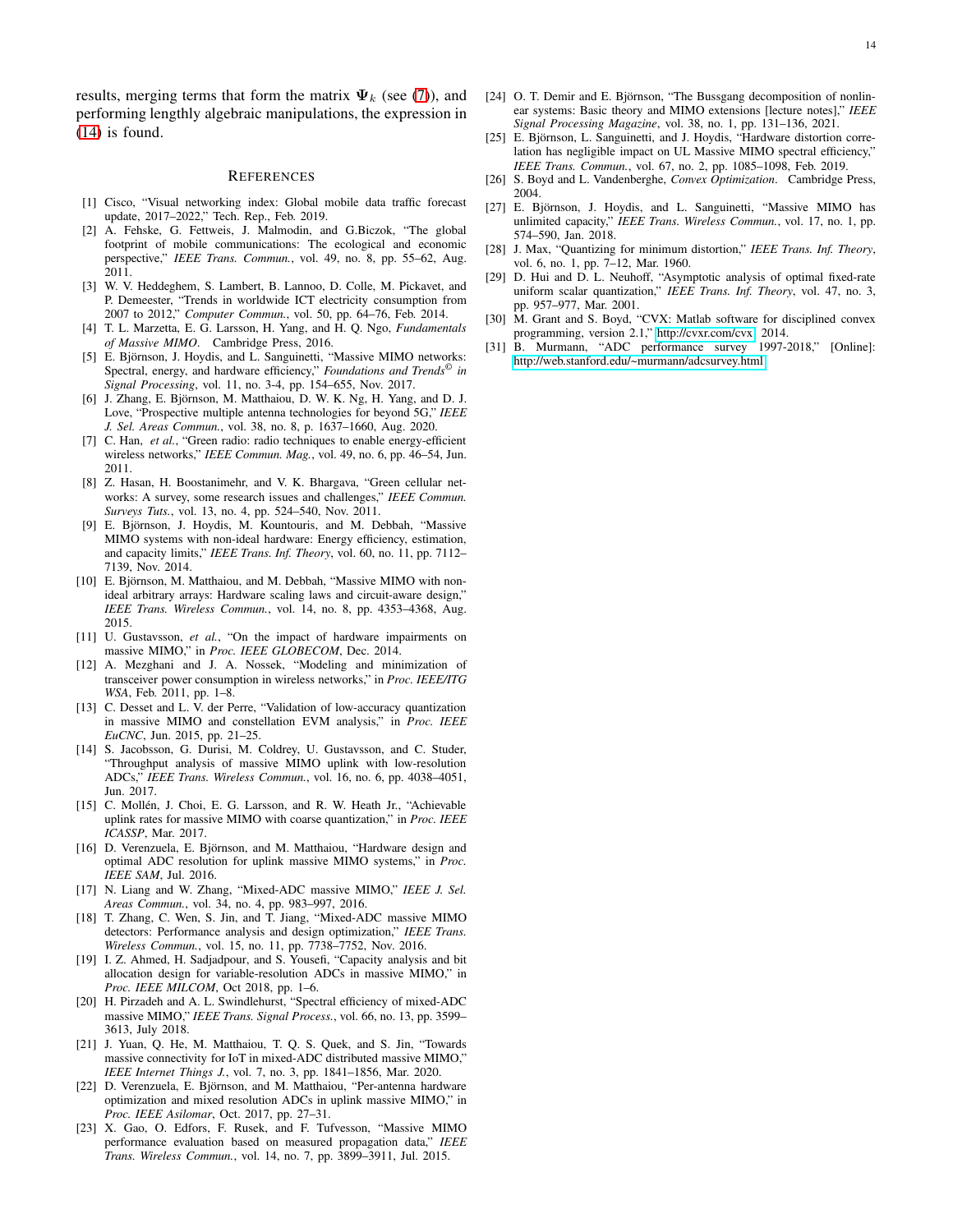results, merging terms that form the matrix $\Psi_k$ (see (7)), and performing lengthly algebraic manipulations, the expression in (14) is found.

## References

[1] Cisco, "Visual networking index: Global mobile data traffic forecast update, 2017–2022," Tech. Rep., Feb. 2019.

[2] A. Fehske, G. Fettweis, J. Malmodin, and G.Biczok, "The global footprint of mobile communications: The ecological and economic perspective," *IEEE Trans. Commun.*, vol. 49, no. 8, pp. 55–62, Aug. 2011.

[3] W. V. Heddeghem, S. Lambert, B. Lannoo, D. Colle, M. Pickavet, and P. Demeester, "Trends in worldwide ICT electricity consumption from 2007 to 2012," *Computer Commun.*, vol. 50, pp. 64–76, Feb. 2014.

[4] T. L. Marzetta, E. G. Larsson, H. Yang, and H. Q. Ngo, *Fundamentals of Massive MIMO*. Cambridge Press, 2016.

[5] E. Björnson, J. Hoydis, and L. Sanguinetti, "Massive MIMO networks: Spectral, energy, and hardware efficiency," *Foundations and Trends© in Signal Processing*, vol. 11, no. 3-4, pp. 154–655, Nov. 2017.

[6] J. Zhang, E. Björnson, M. Matthaiou, D. W. K. Ng, H. Yang, and D. J. Love, "Prospective multiple antenna technologies for beyond 5G," *IEEE J. Sel. Areas Commun.*, vol. 38, no. 8, p. 1637–1660, Aug. 2020.

[7] C. Han, *et al.*, "Green radio: radio techniques to enable energy-efficient wireless networks," *IEEE Commun. Mag.*, vol. 49, no. 6, pp. 46–54, Jun. 2011.

[8] Z. Hasan, H. Boostanimehr, and V. K. Bhargava, "Green cellular networks: A survey, some research issues and challenges," *IEEE Commun. Surveys Tuts.*, vol. 13, no. 4, pp. 524–540, Nov. 2011.

[9] E. Björnson, J. Hoydis, M. Kountouris, and M. Debbah, "Massive MIMO systems with non-ideal hardware: Energy efficiency, estimation, and capacity limits," *IEEE Trans. Inf. Theory*, vol. 60, no. 11, pp. 7112–7139, Nov. 2014.

[10] E. Björnson, M. Matthaiou, and M. Debbah, "Massive MIMO with non-ideal arbitrary arrays: Hardware scaling laws and circuit-aware design," *IEEE Trans. Wireless Commun.*, vol. 14, no. 8, pp. 4353–4368, Aug. 2015.

[11] U. Gustavsson, *et al.*, "On the impact of hardware impairments on massive MIMO," in *Proc. IEEE GLOBECOM*, Dec. 2014.

[12] A. Mezghani and J. A. Nossek, "Modeling and minimization of transceiver power consumption in wireless networks," in *Proc. IEEE/ITG WSA*, Feb. 2011, pp. 1–8.

[13] C. Desset and L. V. der Perre, "Validation of low-accuracy quantization in massive MIMO and constellation EVM analysis," in *Proc. IEEE EuCNC*, Jun. 2015, pp. 21–25.

[14] S. Jacobsson, G. Durisi, M. Coldrey, U. Gustavsson, and C. Studer, "Throughput analysis of massive MIMO uplink with low-resolution ADCs," *IEEE Trans. Wireless Commun.*, vol. 16, no. 6, pp. 4038–4051, Jun. 2017.

[15] C. Mollén, J. Choi, E. G. Larsson, and R. W. Heath Jr., "Achievable uplink rates for massive MIMO with coarse quantization," in *Proc. IEEE ICASSP*, Mar. 2017.

[16] D. Verenzuela, E. Björnson, and M. Matthaiou, "Hardware design and optimal ADC resolution for uplink massive MIMO systems," in *Proc. IEEE SAM*, Jul. 2016.

[17] N. Liang and W. Zhang, "Mixed-ADC massive MIMO," *IEEE J. Sel. Areas Commun.*, vol. 34, no. 4, pp. 983–997, 2016.

[18] T. Zhang, C. Wen, S. Jin, and T. Jiang, "Mixed-ADC massive MIMO detectors: Performance analysis and design optimization," *IEEE Trans. Wireless Commun.*, vol. 15, no. 11, pp. 7738–7752, Nov. 2016.

[19] I. Z. Ahmed, H. Sadjadpour, and S. Yousefi, "Capacity analysis and bit allocation design for variable-resolution ADCs in massive MIMO," in *Proc. IEEE MILCOM*, Oct 2018, pp. 1–6.

[20] H. Pirzadeh and A. L. Swindlehurst, "Spectral efficiency of mixed-ADC massive MIMO," *IEEE Trans. Signal Process.*, vol. 66, no. 13, pp. 3599–3613, July 2018.

[21] J. Yuan, Q. He, M. Matthaiou, T. Q. S. Quek, and S. Jin, "Towards massive connectivity for IoT in mixed-ADC distributed massive MIMO," *IEEE Internet Things J.*, vol. 7, no. 3, pp. 1841–1856, Mar. 2020.

[22] D. Verenzuela, E. Björnson, and M. Matthaiou, "Per-antenna hardware optimization and mixed resolution ADCs in uplink massive MIMO," in *Proc. IEEE Asilomar*, Oct. 2017, pp. 27–31.

[23] X. Gao, O. Edfors, F. Rusek, and F. Tufvesson, "Massive MIMO performance evaluation based on measured propagation data," *IEEE Trans. Wireless Commun.*, vol. 14, no. 7, pp. 3899–3911, Jul. 2015.

[24] O. T. Demir and E. Björnson, "The Bussgang decomposition of nonlinear systems: Basic theory and MIMO extensions [lecture notes]," *IEEE Signal Processing Magazine*, vol. 38, no. 1, pp. 131–136, 2021.

[25] E. Björnson, L. Sanguinetti, and J. Hoydis, "Hardware distortion correlation has negligible impact on UL Massive MIMO spectral efficiency," *IEEE Trans. Commun.*, vol. 67, no. 2, pp. 1085–1098, Feb. 2019.

[26] S. Boyd and L. Vandenberghe, *Convex Optimization*. Cambridge Press, 2004.

[27] E. Björnson, J. Hoydis, and L. Sanguinetti, "Massive MIMO has unlimited capacity," *IEEE Trans. Wireless Commun.*, vol. 17, no. 1, pp. 574–590, Jan. 2018.

[28] J. Max, "Quantizing for minimum distortion," *IEEE Trans. Inf. Theory*, vol. 6, no. 1, pp. 7–12, Mar. 1960.

[29] D. Hui and D. L. Neuhoff, "Asymptotic analysis of optimal fixed-rate uniform scalar quantization," *IEEE Trans. Inf. Theory*, vol. 47, no. 3, pp. 957–977, Mar. 2001.

[30] M. Grant and S. Boyd, "CVX: Matlab software for disciplined convex programming, version 2.1," http://cvxr.com/cvx, 2014.

[31] B. Murmann, "ADC performance survey 1997-2018," [Online]: http://web.stanford.edu/~murmann/adcsurvey.html